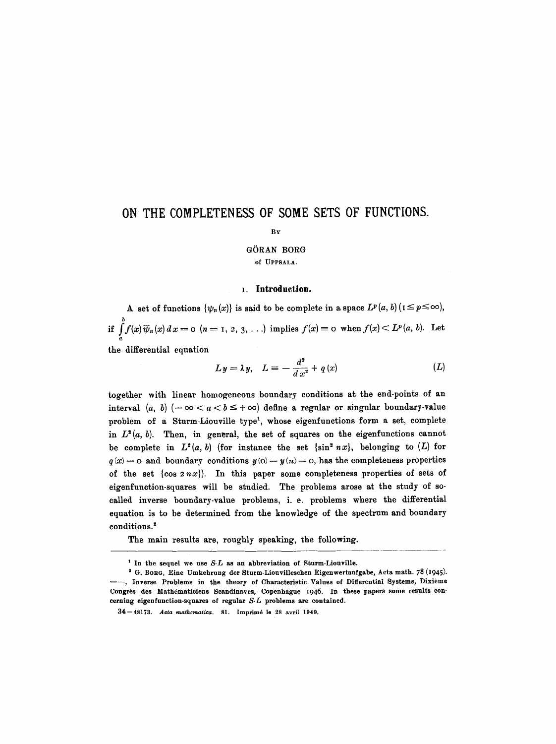# ON THE COMPLETENESS OF SOME SETS OF FUNCTIONS.

BY

GÖRAN BORG

of UPPSALA.

## 1. Introduction.

A set of functions $\{\psi_n(x)\}$ is said to be complete in a space $L^p(a, b)$ $(1 \leq p \leq \infty)$, if $\int_a^b f(x) \bar{\psi}_n(x)\, dx = 0$ $(n = 1, 2, 3, \ldots)$ implies $f(x) \equiv 0$ when $f(x) < L^p(a, b)$. Let the differential equation

$$L y = \lambda y, \quad L \equiv -\frac{d^2}{d x^2} + q(x) \qquad (L)$$

together with linear homogeneous boundary conditions at the end-points of an interval $(a, b)$ $(-\infty < a < b \leq +\infty)$ define a regular or singular boundary-value problem of a Sturm-Liouville type[1], whose eigenfunctions form a set, complete in $L^2(a, b)$. Then, in general, the set of squares on the eigenfunctions cannot be complete in $L^2(a, b)$ (for instance the set $\{\sin^2 nx\}$, belonging to $(L)$ for $q(x) = 0$ and boundary conditions $y(0) = y(\pi) = 0$, has the completeness properties of the set $\{\cos 2nx\}$). In this paper some completeness properties of sets of eigenfunction-squares will be studied. The problems arose at the study of so-called inverse boundary-value problems, i. e. problems where the differential equation is to be determined from the knowledge of the spectrum and boundary conditions.[2]

The main results are, roughly speaking, the following.

---

[1] In the sequel we use $S$-$L$ as an abbreviation of Sturm-Liouville.

[2] G. BORG, Eine Umkehrung der Sturm-Liouvilleschen Eigenwertaufgabe, Acta math. 78 (1945). ——, Inverse Problems in the theory of Characteristic Values of Differential Systems, Dixième Congrès des Mathématiciens Scandinaves, Copenhague 1946. In these papers some results concerning eigenfunction-squares of regular $S$-$L$ problems are contained.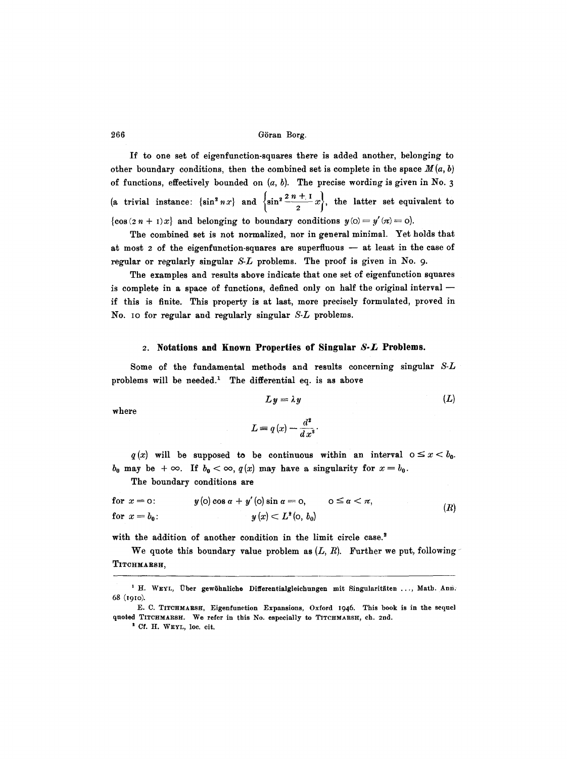If to one set of eigenfunction-squares there is added another, belonging to other boundary conditions, then the combined set is complete in the space $M(a, b)$ of functions, effectively bounded on $(a, b)$. The precise wording is given in No. 3 (a trivial instance: $\{\sin^2 nx\}$ and $\left\{\sin^2 \frac{2n+1}{2} x\right\}$, the latter set equivalent to $\{\cos (2n+1)x\}$ and belonging to boundary conditions $y(0) = y'(\pi) = 0$).

The combined set is not normalized, nor in general minimal. Yet holds that at most 2 of the eigenfunction-squares are superfluous — at least in the case of regular or regularly singular *S-L* problems. The proof is given in No. 9.

The examples and results above indicate that one set of eigenfunction squares is complete in a space of functions, defined only on half the original interval — if this is finite. This property is at last, more precisely formulated, proved in No. 10 for regular and regularly singular *S-L* problems.

## 2. Notations and Known Properties of Singular *S-L* Problems.

Some of the fundamental methods and results concerning singular *S-L* problems will be needed.[1] The differential eq. is as above

$$Ly = \lambda y \tag{L}$$

where

$$L \equiv q(x) - \frac{d^2}{dx^2}.$$

$q(x)$ will be supposed to be continuous within an interval $0 \leq x < b_0$. $b_0$ may be $+\infty$. If $b_0 < \infty$, $q(x)$ may have a singularity for $x = b_0$.

The boundary conditions are

$$\begin{aligned} &\text{for } x = 0: && y(0)\cos\alpha + y'(0)\sin\alpha = 0, \qquad 0 \leq \alpha < \pi, \\ &\text{for } x = b_0: && y(x) < L^2(0, b_0) \end{aligned} \tag{R}$$

with the addition of another condition in the limit circle case.[2]

We quote this boundary value problem as $(L, R)$. Further we put, following Titchmarsh,

---

[1] H. Weyl, Über gewöhnliche Differentialgleichungen mit Singularitäten ..., Math. Ann. 68 (1910).

E. C. Titchmarsh, Eigenfunction Expansions, Oxford 1946. This book is in the sequel quoted Titchmarsh. We refer in this No. especially to Titchmarsh, ch. 2nd.

[2] Cf. H. Weyl, loc. cit.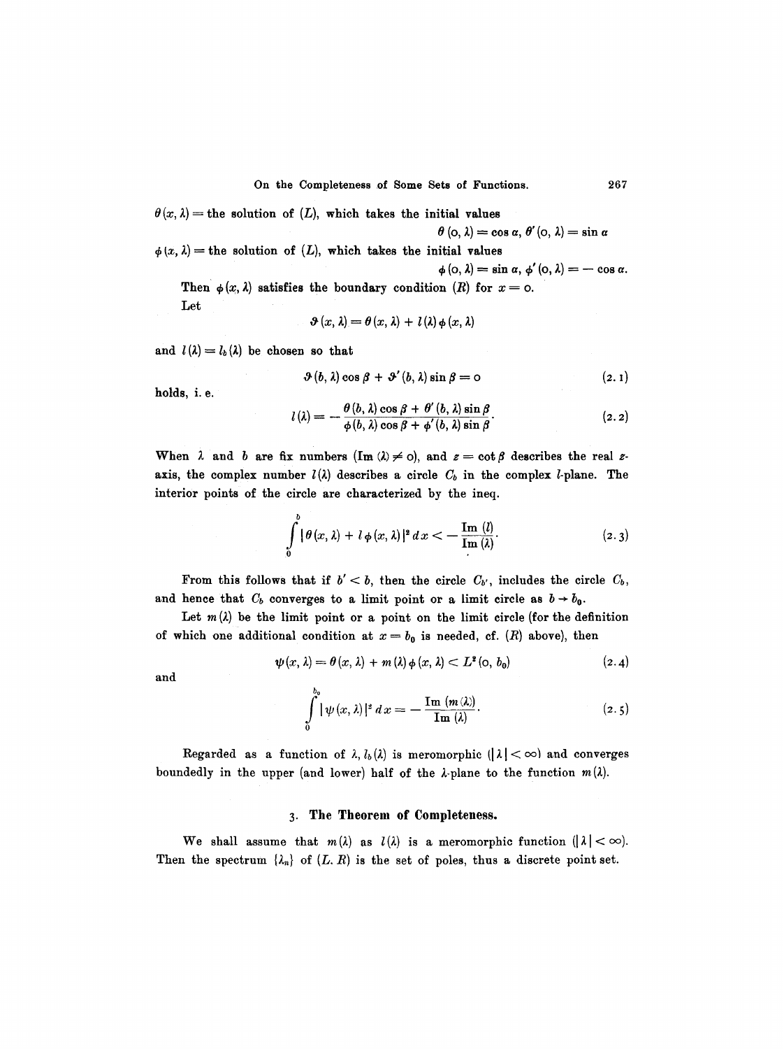$\theta(x, \lambda)$ = the solution of $(L)$, which takes the initial values

$$\theta(0, \lambda) = \cos \alpha, \; \theta'(0, \lambda) = \sin \alpha$$

$\phi(x, \lambda)$ = the solution of $(L)$, which takes the initial values

$$\phi(0, \lambda) = \sin \alpha, \; \phi'(0, \lambda) = -\cos \alpha.$$

Then $\phi(x, \lambda)$ satisfies the boundary condition $(R)$ for $x = 0$.

Let

$$\vartheta(x, \lambda) = \theta(x, \lambda) + l(\lambda)\phi(x, \lambda)$$

and $l(\lambda) = l_b(\lambda)$ be chosen so that

$$\vartheta(b, \lambda)\cos\beta + \vartheta'(b, \lambda)\sin\beta = 0 \tag{2.1}$$

holds, i. e.

$$l(\lambda) = -\frac{\theta(b, \lambda)\cos\beta + \theta'(b, \lambda)\sin\beta}{\phi(b, \lambda)\cos\beta + \phi'(b, \lambda)\sin\beta}. \tag{2.2}$$

When $\lambda$ and $b$ are fix numbers ($\operatorname{Im}(\lambda) \neq 0$), and $z = \cot\beta$ describes the real $z$-axis, the complex number $l(\lambda)$ describes a circle $C_b$ in the complex $l$-plane. The interior points of the circle are characterized by the ineq.

$$\int_0^b |\theta(x, \lambda) + l\phi(x, \lambda)|^2 dx < -\frac{\operatorname{Im}(l)}{\operatorname{Im}(\lambda)}. \tag{2.3}$$

From this follows that if $b' < b$, then the circle $C_{b'}$, includes the circle $C_b$, and hence that $C_b$ converges to a limit point or a limit circle as $b \to b_0$.

Let $m(\lambda)$ be the limit point or a point on the limit circle (for the definition of which one additional condition at $x = b_0$ is needed, cf. $(R)$ above), then

$$\psi(x, \lambda) = \theta(x, \lambda) + m(\lambda)\phi(x, \lambda) < L^2(0, b_0) \tag{2.4}$$

and

$$\int_0^{b_0} |\psi(x, \lambda)|^2 dx = -\frac{\operatorname{Im}(m(\lambda))}{\operatorname{Im}(\lambda)}. \tag{2.5}$$

Regarded as a function of $\lambda$, $l_b(\lambda)$ is meromorphic ($|\lambda| < \infty$) and converges boundedly in the upper (and lower) half of the $\lambda$-plane to the function $m(\lambda)$.

## 3. The Theorem of Completeness.

We shall assume that $m(\lambda)$ as $l(\lambda)$ is a meromorphic function ($|\lambda| < \infty$). Then the spectrum $\{\lambda_n\}$ of $(L.\,R)$ is the set of poles, thus a discrete point set.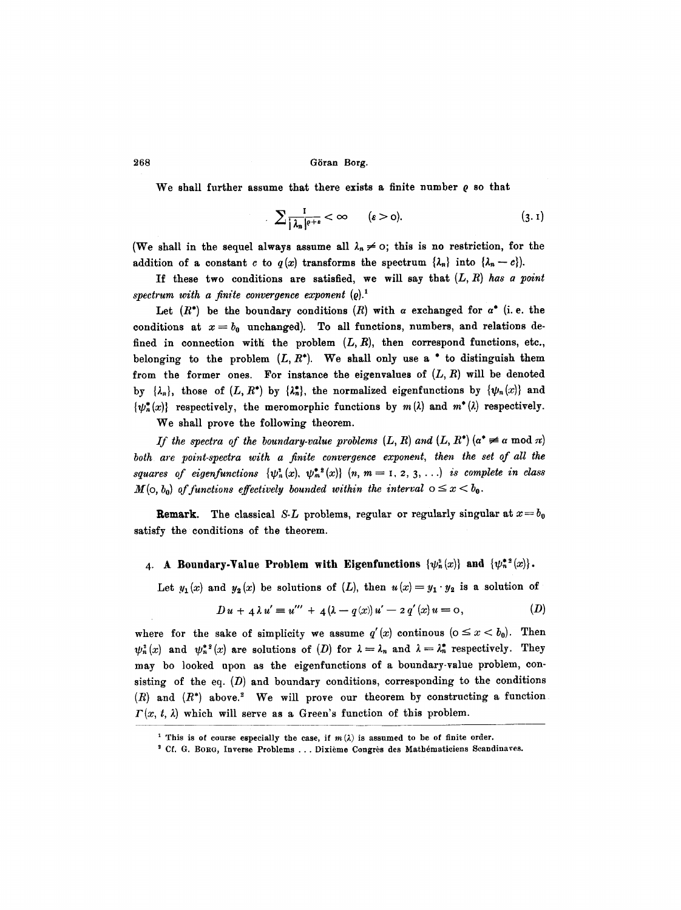We shall further assume that there exists a finite number $\varrho$ so that

$$\sum \frac{1}{|\lambda_n|^{\varrho+\varepsilon}} < \infty \qquad (\varepsilon > 0). \tag{3.1}$$

(We shall in the sequel always assume all $\lambda_n \neq 0$; this is no restriction, for the addition of a constant $c$ to $q(x)$ transforms the spectrum $\{\lambda_n\}$ into $\{\lambda_n - c\}$).

If these two conditions are satisfied, we will say that $(L, R)$ *has a point spectrum with a finite convergence exponent* $(\varrho)$.[1]

Let $(R^*)$ be the boundary conditions $(R)$ with $\alpha$ exchanged for $\alpha^*$ (i. e. the conditions at $x = b_0$ unchanged). To all functions, numbers, and relations defined in connection with the problem $(L, R)$, then correspond functions, etc., belonging to the problem $(L, R^*)$. We shall only use a $^*$ to distinguish them from the former ones. For instance the eigenvalues of $(L, R)$ will be denoted by $\{\lambda_n\}$, those of $(L, R^*)$ by $\{\lambda_n^*\}$, the normalized eigenfunctions by $\{\psi_n(x)\}$ and $\{\psi_n^*(x)\}$ respectively, the meromorphic functions by $m(\lambda)$ and $m^*(\lambda)$ respectively.

We shall prove the following theorem.

*If the spectra of the boundary-value problems* $(L, R)$ *and* $(L, R^*)$ $(\alpha^* \not\equiv \alpha \bmod \pi)$ *both are point-spectra with a finite convergence exponent, then the set of all the squares of eigenfunctions* $\{\psi_n^2(x), \psi_m^{*2}(x)\}$ $(n, m = 1, 2, 3, \ldots)$ *is complete in class* $M(0, b_0)$ *of functions effectively bounded within the interval* $0 \leq x < b_0$.

**Remark.** The classical $S$-$L$ problems, regular or regularly singular at $x = b_0$ satisfy the conditions of the theorem.

## 4. A Boundary-Value Problem with Eigenfunctions $\{\psi_n^2(x)\}$ and $\{\psi_n^{*2}(x)\}$.

Let $y_1(x)$ and $y_2(x)$ be solutions of $(L)$, then $u(x) = y_1 \cdot y_2$ is a solution of

$$Du + 4\lambda u' \equiv u''' + 4(\lambda - q(x))u' - 2q'(x)u = 0, \tag{D}$$

where for the sake of simplicity we assume $q'(x)$ continous $(0 \leq x < b_0)$. Then $\psi_n^2(x)$ and $\psi_n^{*2}(x)$ are solutions of $(D)$ for $\lambda = \lambda_n$ and $\lambda = \lambda_n^*$ respectively. They may bo looked upon as the eigenfunctions of a boundary-value problem, consisting of the eq. $(D)$ and boundary conditions, corresponding to the conditions $(R)$ and $(R^*)$ above.[2] We will prove our theorem by constructing a function $\Gamma(x, t, \lambda)$ which will serve as a Green's function of this problem.

---

[1] This is of course especially the case, if $m(\lambda)$ is assumed to be of finite order.

[2] Cf. G. Borg, Inverse Problems ... Dixième Congrès des Mathématiciens Scandinaves.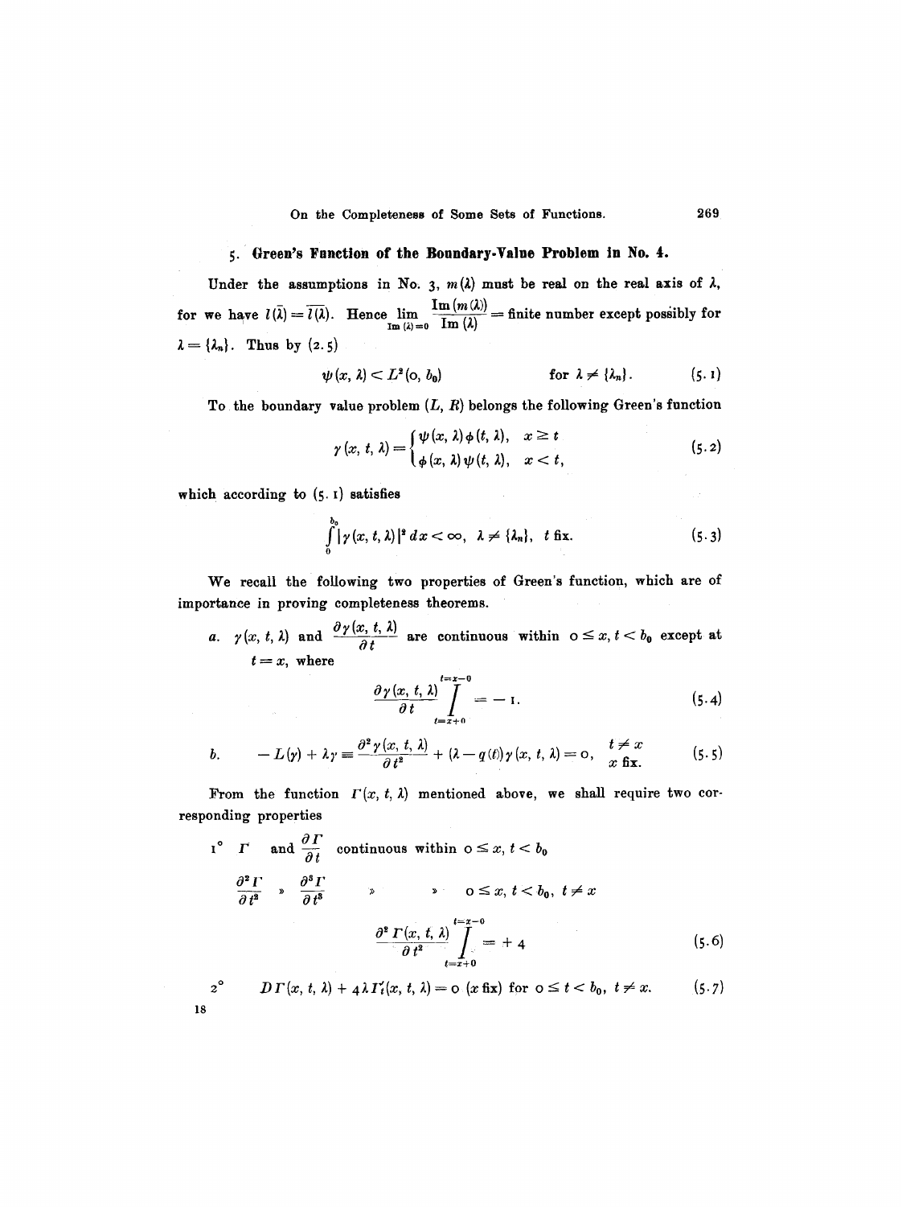## 5. Green's Function of the Boundary-Value Problem in No. 4.

Under the assumptions in No. 3, $m(\lambda)$ must be real on the real axis of $\lambda$, for we have $l(\bar{\lambda}) = \overline{l(\lambda)}$. Hence $\lim\limits_{\mathrm{Im}(\lambda)=0} \frac{\mathrm{Im}(m(\lambda))}{\mathrm{Im}(\lambda)}$ = finite number except possibly for $\lambda = \{\lambda_n\}$. Thus by (2.5)

$$\psi(x, \lambda) < L^2(0, b_0) \qquad\qquad \text{for } \lambda \neq \{\lambda_n\}. \tag{5.1}$$

To the boundary value problem $(L, R)$ belongs the following Green's function

$$\gamma(x, t, \lambda) = \begin{cases} \psi(x, \lambda)\phi(t, \lambda), & x \geq t \\ \phi(x, \lambda)\psi(t, \lambda), & x < t, \end{cases} \tag{5.2}$$

which according to (5.1) satisfies

$$\int_0^{b_0} |\gamma(x, t, \lambda)|^2 \, dx < \infty, \quad \lambda \neq \{\lambda_n\}, \quad t \text{ fix.} \tag{5.3}$$

We recall the following two properties of Green's function, which are of importance in proving completeness theorems.

*a.* $\gamma(x, t, \lambda)$ and $\frac{\partial \gamma(x, t, \lambda)}{\partial t}$ are continuous within $0 \leq x, t < b_0$ except at $t = x$, where

$$\frac{\partial \gamma(x, t, \lambda)}{\partial t} \Bigg/_{t=x+0}^{t=x-0} = -1. \tag{5.4}$$

*b.*
$$-L(\gamma) + \lambda\gamma \equiv \frac{\partial^2 \gamma(x, t, \lambda)}{\partial t^2} + (\lambda - q(t))\gamma(x, t, \lambda) = 0, \quad \begin{matrix} t \neq x \\ x \text{ fix.} \end{matrix} \tag{5.5}$$

From the function $\Gamma(x, t, \lambda)$ mentioned above, we shall require two corresponding properties

1° $\Gamma$ and $\frac{\partial \Gamma}{\partial t}$ continuous within $0 \leq x, t < b_0$

$\frac{\partial^2 \Gamma}{\partial t^2}$ » $\frac{\partial^3 \Gamma}{\partial t^3}$ » » $0 \leq x, t < b_0, \; t \neq x$

$$\frac{\partial^2 \Gamma(x, t, \lambda)}{\partial t^2} \Bigg/_{t=x+0}^{t=x-0} = +4 \tag{5.6}$$

2° $$D\Gamma(x, t, \lambda) + 4\lambda \Gamma_t'(x, t, \lambda) = 0 \; (x \text{ fix}) \text{ for } 0 \leq t < b_0, \; t \neq x. \tag{5.7}$$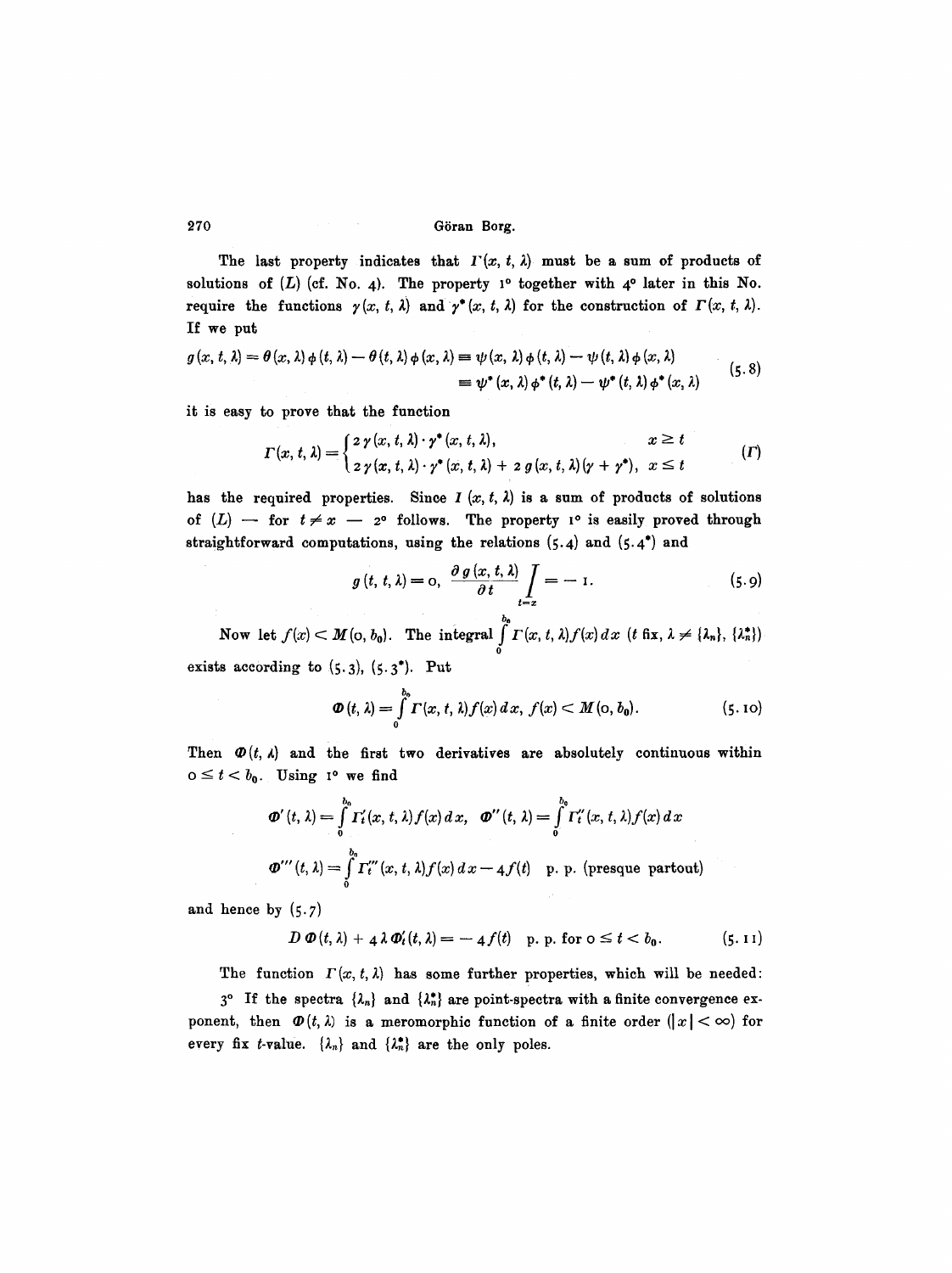The last property indicates that $\Gamma(x, t, \lambda)$ must be a sum of products of solutions of $(L)$ (cf. No. 4). The property 1° together with 4° later in this No. require the functions $\gamma(x, t, \lambda)$ and $\gamma^*(x, t, \lambda)$ for the construction of $\Gamma(x, t, \lambda)$. If we put

$$
\begin{aligned}
g(x, t, \lambda) = \theta(x, \lambda)\,\phi(t, \lambda) - \theta(t, \lambda)\,\phi(x, \lambda) &\equiv \psi(x, \lambda)\,\phi(t, \lambda) - \psi(t, \lambda)\,\phi(x, \lambda) \\
&\equiv \psi^*(x, \lambda)\,\phi^*(t, \lambda) - \psi^*(t, \lambda)\,\phi^*(x, \lambda)
\end{aligned}
\tag{5.8}
$$

it is easy to prove that the function

$$
\Gamma(x, t, \lambda) = \begin{cases} 2\,\gamma(x, t, \lambda)\cdot\gamma^*(x, t, \lambda), & x \geq t \\ 2\,\gamma(x, t, \lambda)\cdot\gamma^*(x, t, \lambda) + 2\,g(x, t, \lambda)(\gamma + \gamma^*), & x \leq t \end{cases}
\tag{$\Gamma$}
$$

has the required properties. Since $\Gamma(x, t, \lambda)$ is a sum of products of solutions of $(L)$ — for $t \neq x$ — 2° follows. The property 1° is easily proved through straightforward computations, using the relations (5.4) and (5.4*) and

$$
g(t, t, \lambda) = 0, \quad \frac{\partial g(x, t, \lambda)}{\partial t}\Bigg/_{t=x} = -1.
\tag{5.9}
$$

Now let $f(x) < M(0, b_0)$. The integral $\int\limits_0^{b_0} \Gamma(x, t, \lambda) f(x)\,dx$ ($t$ fix, $\lambda \neq \{\lambda_n\}$, $\{\lambda_n^*\}$) exists according to (5.3), (5.3*). Put

$$
\Phi(t, \lambda) = \int\limits_0^{b_0} \Gamma(x, t, \lambda) f(x)\,dx, \; f(x) < M(0, b_0).
\tag{5.10}
$$

Then $\Phi(t, \lambda)$ and the first two derivatives are absolutely continuous within $0 \leq t < b_0$. Using 1° we find

$$
\Phi'(t, \lambda) = \int\limits_0^{b_0} \Gamma_t'(x, t, \lambda) f(x)\,dx, \quad \Phi''(t, \lambda) = \int\limits_0^{b_0} \Gamma_t''(x, t, \lambda) f(x)\,dx
$$

$$
\Phi'''(t, \lambda) = \int\limits_0^{b_0} \Gamma_t'''(x, t, \lambda) f(x)\,dx - 4 f(t) \quad \text{p. p. (presque partout)}
$$

and hence by (5.7)

$$
D\,\Phi(t, \lambda) + 4\,\lambda\,\Phi_t'(t, \lambda) = -4 f(t) \quad \text{p. p. for } 0 \leq t < b_0.
\tag{5.11}
$$

The function $\Gamma(x, t, \lambda)$ has some further properties, which will be needed:

3° If the spectra $\{\lambda_n\}$ and $\{\lambda_n^*\}$ are point-spectra with a finite convergence exponent, then $\Phi(t, \lambda)$ is a meromorphic function of a finite order ($|x| < \infty$) for every fix $t$-value. $\{\lambda_n\}$ and $\{\lambda_n^*\}$ are the only poles.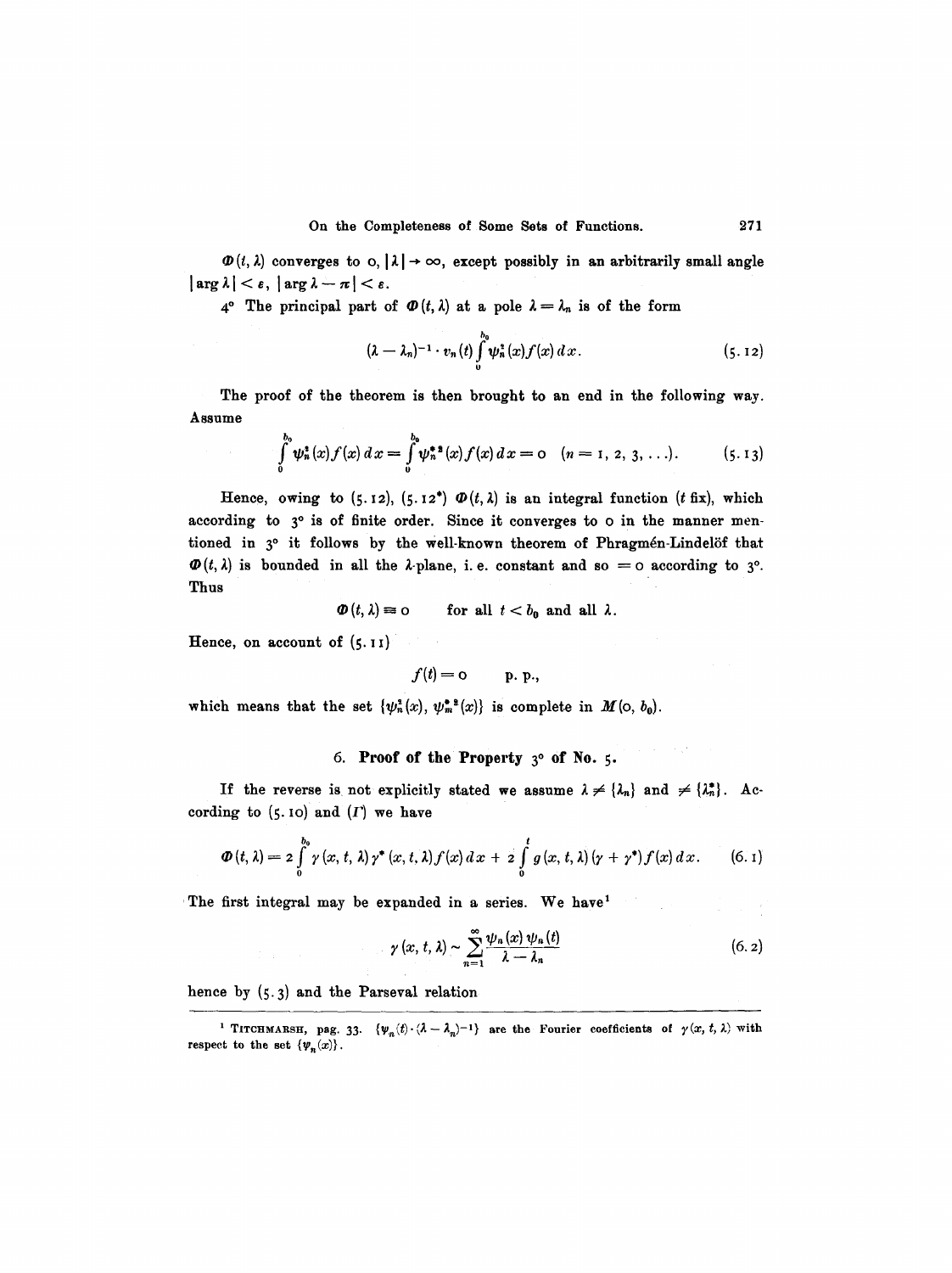$\Phi(t, \lambda)$ converges to $0$, $|\lambda| \to \infty$, except possibly in an arbitrarily small angle $|\arg \lambda| < \varepsilon$, $|\arg \lambda - \pi| < \varepsilon$.

4° The principal part of $\Phi(t, \lambda)$ at a pole $\lambda = \lambda_n$ is of the form

$$(\lambda - \lambda_n)^{-1} \cdot v_n(t) \int_0^{b_0} \psi_n^2(x) f(x)\, dx. \tag{5.12}$$

The proof of the theorem is then brought to an end in the following way. Assume

$$\int_0^{b_0} \psi_n^2(x) f(x)\, dx = \int_0^{b_0} \psi_n^{*2}(x) f(x)\, dx = 0 \quad (n = 1, 2, 3, \ldots). \tag{5.13}$$

Hence, owing to (5.12), (5.12*) $\Phi(t, \lambda)$ is an integral function ($t$ fix), which according to 3° is of finite order. Since it converges to $0$ in the manner mentioned in 3° it follows by the well-known theorem of Phragmén-Lindelöf that $\Phi(t, \lambda)$ is bounded in all the $\lambda$-plane, i. e. constant and so $= 0$ according to 3°. Thus

$$\Phi(t, \lambda) \equiv 0 \qquad \text{for all } t < b_0 \text{ and all } \lambda.$$

Hence, on account of (5.11)

$$f(t) = 0 \qquad \text{p. p.},$$

which means that the set $\{\psi_n^2(x), \psi_m^{*2}(x)\}$ is complete in $M(0, b_0)$.

## 6. Proof of the Property 3° of No. 5.

If the reverse is not explicitly stated we assume $\lambda \neq \{\lambda_n\}$ and $\neq \{\lambda_n^*\}$. According to (5.10) and ($I'$) we have

$$\Phi(t, \lambda) = 2 \int_0^{b_0} \gamma(x, t, \lambda)\, \gamma^*(x, t, \lambda) f(x)\, dx + 2 \int_0^t g(x, t, \lambda)(\gamma + \gamma^*) f(x)\, dx. \tag{6.1}$$

The first integral may be expanded in a series. We have[1]

$$\gamma(x, t, \lambda) \sim \sum_{n=1}^{\infty} \frac{\psi_n(x)\, \psi_n(t)}{\lambda - \lambda_n} \tag{6.2}$$

hence by (5.3) and the Parseval relation

---

[1] TITCHMARSH, pag. 33. $\{\psi_n(t) \cdot (\lambda - \lambda_n)^{-1}\}$ are the Fourier coefficients of $\gamma(x, t, \lambda)$ with respect to the set $\{\psi_n(x)\}$.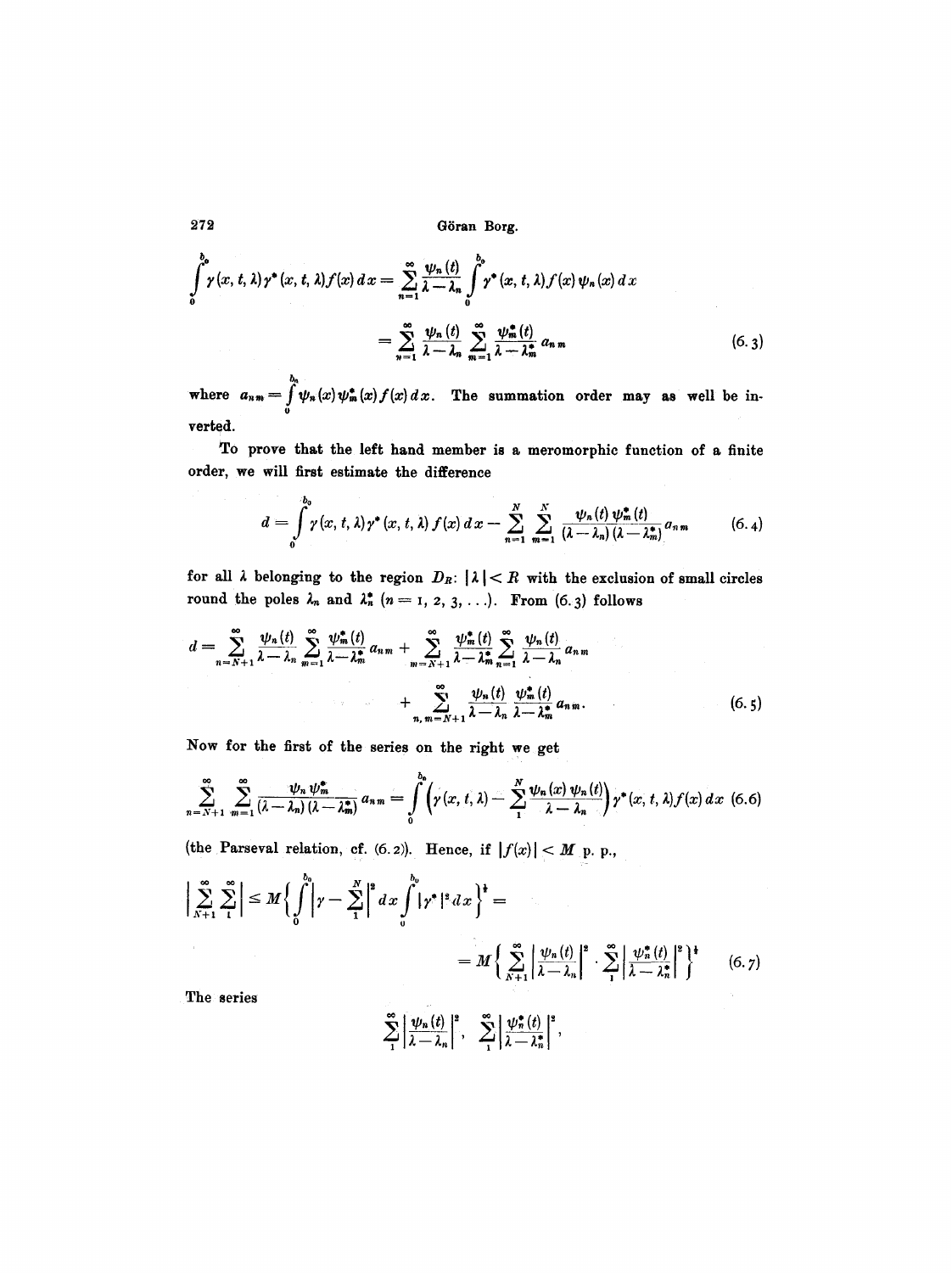$$\int_0^{b_0} \gamma(x,t,\lambda)\gamma^*(x,t,\lambda)f(x)\,dx = \sum_{n=1}^{\infty} \frac{\psi_n(t)}{\lambda-\lambda_n} \int_0^{b_0} \gamma^*(x,t,\lambda)f(x)\psi_n(x)\,dx$$

$$= \sum_{n=1}^{\infty} \frac{\psi_n(t)}{\lambda-\lambda_n} \sum_{m=1}^{\infty} \frac{\psi_m^*(t)}{\lambda-\lambda_m^*} a_{nm} \tag{6.3}$$

where $a_{nm} = \int_0^{b_0} \psi_n(x)\psi_m^*(x)f(x)\,dx$. The summation order may as well be inverted.

To prove that the left hand member is a meromorphic function of a finite order, we will first estimate the difference

$$d = \int_0^{b_0} \gamma(x,t,\lambda)\gamma^*(x,t,\lambda)f(x)\,dx - \sum_{n=1}^{N}\sum_{m=1}^{N} \frac{\psi_n(t)\psi_m^*(t)}{(\lambda-\lambda_n)(\lambda-\lambda_m^*)} a_{nm} \tag{6.4}$$

for all $\lambda$ belonging to the region $D_R$: $|\lambda| < R$ with the exclusion of small circles round the poles $\lambda_n$ and $\lambda_n^*$ $(n = 1, 2, 3, \ldots)$. From (6.3) follows

$$d = \sum_{n=N+1}^{\infty} \frac{\psi_n(t)}{\lambda-\lambda_n} \sum_{m=1}^{\infty} \frac{\psi_m^*(t)}{\lambda-\lambda_m^*} a_{nm} + \sum_{m=N+1}^{\infty} \frac{\psi_m^*(t)}{\lambda-\lambda_m^*} \sum_{n=1}^{\infty} \frac{\psi_n(t)}{\lambda-\lambda_n} a_{nm}$$

$$+ \sum_{n,m=N+1}^{\infty} \frac{\psi_n(t)}{\lambda-\lambda_n} \frac{\psi_m^*(t)}{\lambda-\lambda_m^*} a_{nm}. \tag{6.5}$$

Now for the first of the series on the right we get

$$\sum_{n=N+1}^{\infty}\sum_{m=1}^{\infty} \frac{\psi_n \psi_m^*}{(\lambda-\lambda_n)(\lambda-\lambda_m^*)} a_{nm} = \int_0^{b_0} \left(\gamma(x,t,\lambda) - \sum_1^N \frac{\psi_n(x)\psi_n(t)}{\lambda-\lambda_n}\right)\gamma^*(x,t,\lambda)f(x)\,dx \tag{6.6}$$

(the Parseval relation, cf. (6.2)). Hence, if $|f(x)| < M$ p. p.,

$$\left|\sum_{N+1}^{\infty}\sum_{1}^{\infty}\right| \le M\left\{\int_0^{b_0}\left|\gamma - \sum_1^N\right|^2 dx \int_0^{b_0} |\gamma^*|^2 dx\right\}^{\frac{1}{2}} =$$

$$= M\left\{\sum_{N+1}^{\infty}\left|\frac{\psi_n(t)}{\lambda-\lambda_n}\right|^2 \cdot \sum_1^{\infty}\left|\frac{\psi_n^*(t)}{\lambda-\lambda_n^*}\right|^2\right\}^{\frac{1}{2}} \tag{6.7}$$

The series

$$\sum_1^{\infty}\left|\frac{\psi_n(t)}{\lambda-\lambda_n}\right|^2, \quad \sum_1^{\infty}\left|\frac{\psi_n^*(t)}{\lambda-\lambda_n^*}\right|^2,$$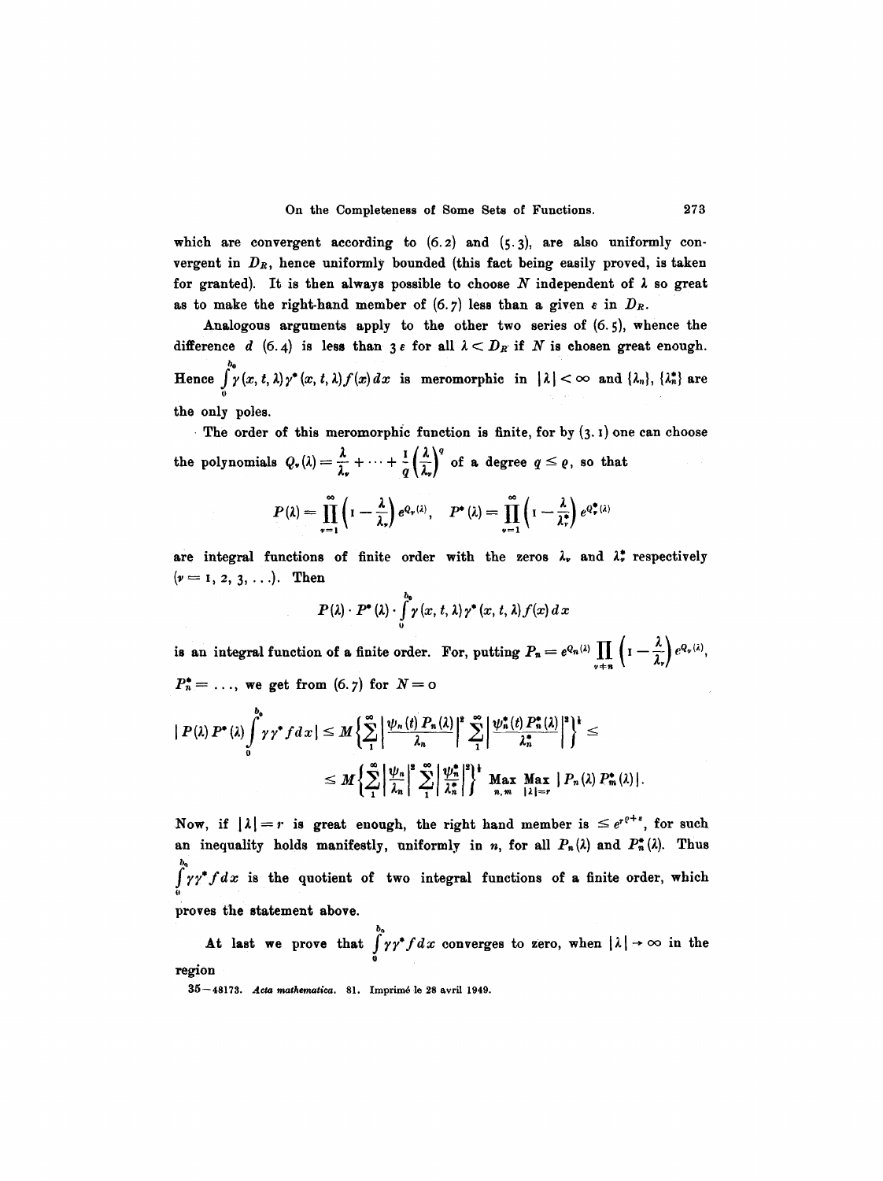which are convergent according to (6.2) and (5.3), are also uniformly convergent in $D_R$, hence uniformly bounded (this fact being easily proved, is taken for granted). It is then always possible to choose $N$ independent of $\lambda$ so great as to make the right-hand member of (6.7) less than a given $\varepsilon$ in $D_R$.

Analogous arguments apply to the other two series of (6.5), whence the difference $d$ (6.4) is less than $3\varepsilon$ for all $\lambda < D_R$ if $N$ is chosen great enough. Hence $\int\limits_0^{b_0} \gamma(x, t, \lambda) \gamma^*(x, t, \lambda) f(x)\, dx$ is meromorphic in $|\lambda| < \infty$ and $\{\lambda_n\}$, $\{\lambda_n^*\}$ are the only poles.

The order of this meromorphic function is finite, for by (3.1) one can choose the polynomials $Q_\nu(\lambda) = \frac{\lambda}{\lambda_\nu} + \cdots + \frac{1}{q}\left(\frac{\lambda}{\lambda_\nu}\right)^q$ of a degree $q \leq \varrho$, so that

$$P(\lambda) = \prod_{\nu=1}^{\infty} \left(1 - \frac{\lambda}{\lambda_\nu}\right) e^{Q_\nu(\lambda)}, \quad P^*(\lambda) = \prod_{\nu=1}^{\infty} \left(1 - \frac{\lambda}{\lambda_\nu^*}\right) e^{Q_\nu^*(\lambda)}$$

are integral functions of finite order with the zeros $\lambda_\nu$ and $\lambda_\nu^*$ respectively ($\nu = 1, 2, 3, \ldots$). Then

$$P(\lambda) \cdot P^*(\lambda) \cdot \int\limits_0^{b_0} \gamma(x, t, \lambda) \gamma^*(x, t, \lambda) f(x)\, dx$$

is an integral function of a finite order. For, putting $P_n = e^{Q_n(\lambda)} \prod\limits_{\nu \neq n} \left(1 - \frac{\lambda}{\lambda_\nu}\right) e^{Q_\nu(\lambda)}$, $P_n^* = \ldots$, we get from (6.7) for $N = 0$

$$\left| P(\lambda) P^*(\lambda) \int\limits_0^{b_0} \gamma \gamma^* f\, dx \right| \leq M \left\{ \sum_1^{\infty} \left| \frac{\psi_n(t) P_n(\lambda)}{\lambda_n} \right|^2 \sum_1^{\infty} \left| \frac{\psi_n^*(t) P_n^*(\lambda)}{\lambda_n^*} \right|^2 \right\}^{\frac{1}{2}} \leq$$

$$\leq M \left\{ \sum_1^{\infty} \left| \frac{\psi_n}{\lambda_n} \right|^2 \sum_1^{\infty} \left| \frac{\psi_n^*}{\lambda_n^*} \right|^2 \right\}^{\frac{1}{2}} \underset{n, m}{\operatorname{Max}} \underset{|\lambda| = r}{\operatorname{Max}} |P_n(\lambda) P_m^*(\lambda)|.$$

Now, if $|\lambda| = r$ is great enough, the right hand member is $\leq e^{r^{\varrho+\varepsilon}}$, for such an inequality holds manifestly, uniformly in $n$, for all $P_n(\lambda)$ and $P_n^*(\lambda)$. Thus $\int\limits_0^{b_0} \gamma \gamma^* f\, dx$ is the quotient of two integral functions of a finite order, which proves the statement above.

At last we prove that $\int\limits_0^{b_0} \gamma \gamma^* f\, dx$ converges to zero, when $|\lambda| \to \infty$ in the region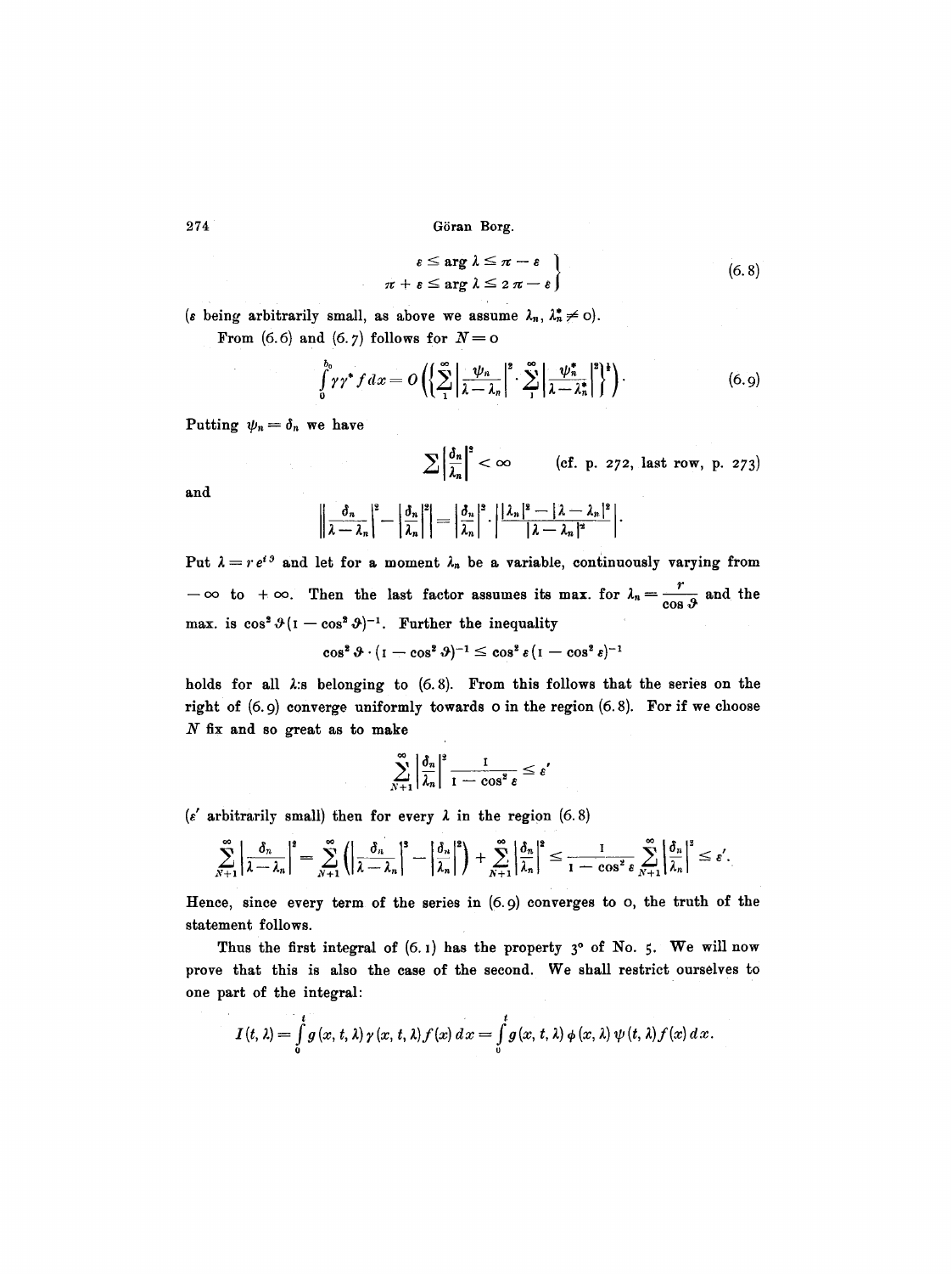$$\left.\begin{aligned} \varepsilon \leq \arg \lambda \leq \pi - \varepsilon \\ \pi + \varepsilon \leq \arg \lambda \leq 2\pi - \varepsilon \end{aligned}\right\} \tag{6.8}$$

($\varepsilon$ being arbitrarily small, as above we assume $\lambda_n, \lambda_n^* \neq 0$).

From (6.6) and (6.7) follows for $N = 0$

$$\int_0^{b_0} \gamma \gamma^* f \, dx = O\left(\left\{\sum_1^\infty \left|\frac{\psi_n}{\lambda - \lambda_n}\right|^2 \cdot \sum_1^\infty \left|\frac{\psi_n^*}{\lambda - \lambda_n^*}\right|^2\right\}^{\frac{1}{2}}\right). \tag{6.9}$$

Putting $\psi_n = \delta_n$ we have

$$\sum \left|\frac{\delta_n}{\lambda_n}\right|^2 < \infty \qquad \text{(cf. p. 272, last row, p. 273)}$$

and

$$\left\|\frac{\delta_n}{\lambda - \lambda_n}\right|^2 - \left|\frac{\delta_n}{\lambda_n}\right|^2\right| = \left|\frac{\delta_n}{\lambda_n}\right|^2 \cdot \left|\frac{|\lambda_n|^2 - |\lambda - \lambda_n|^2}{|\lambda - \lambda_n|^2}\right|.$$

Put $\lambda = r e^{i\vartheta}$ and let for a moment $\lambda_n$ be a variable, continuously varying from $-\infty$ to $+\infty$. Then the last factor assumes its max. for $\lambda_n = \dfrac{r}{\cos \vartheta}$ and the max. is $\cos^2 \vartheta (1 - \cos^2 \vartheta)^{-1}$. Further the inequality

$$\cos^2 \vartheta \cdot (1 - \cos^2 \vartheta)^{-1} \leq \cos^2 \varepsilon (1 - \cos^2 \varepsilon)^{-1}$$

holds for all $\lambda$:s belonging to (6.8). From this follows that the series on the right of (6.9) converge uniformly towards 0 in the region (6.8). For if we choose $N$ fix and so great as to make

$$\sum_{N+1}^\infty \left|\frac{\delta_n}{\lambda_n}\right|^2 \frac{1}{1 - \cos^2 \varepsilon} \leq \varepsilon'$$

($\varepsilon'$ arbitrarily small) then for every $\lambda$ in the region (6.8)

$$\sum_{N+1}^\infty \left|\frac{\delta_n}{\lambda - \lambda_n}\right|^2 = \sum_{N+1}^\infty \left(\left|\frac{\delta_n}{\lambda - \lambda_n}\right|^2 - \left|\frac{\delta_n}{\lambda_n}\right|^2\right) + \sum_{N+1}^\infty \left|\frac{\delta_n}{\lambda_n}\right|^2 \leq \frac{1}{1 - \cos^2 \varepsilon} \sum_{N+1}^\infty \left|\frac{\delta_n}{\lambda_n}\right|^2 \leq \varepsilon'.$$

Hence, since every term of the series in (6.9) converges to 0, the truth of the statement follows.

Thus the first integral of (6.1) has the property 3° of No. 5. We will now prove that this is also the case of the second. We shall restrict ourselves to one part of the integral:

$$I(t, \lambda) = \int_0^t g(x, t, \lambda) \gamma(x, t, \lambda) f(x) \, dx = \int_0^t g(x, t, \lambda) \phi(x, \lambda) \psi(t, \lambda) f(x) \, dx.$$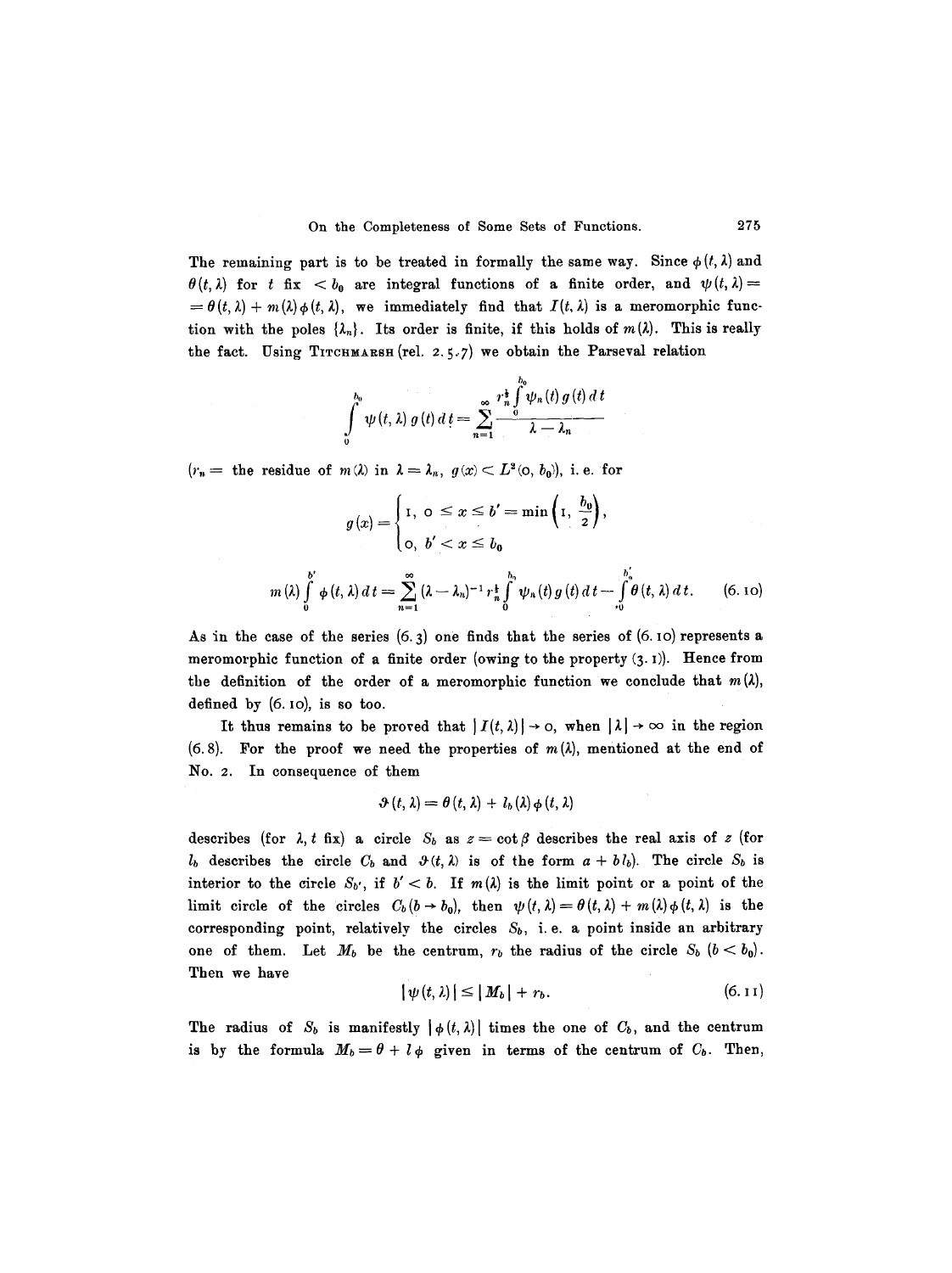The remaining part is to be treated in formally the same way. Since $\phi(t, \lambda)$ and $\theta(t, \lambda)$ for $t$ fix $< b_0$ are integral functions of a finite order, and $\psi(t, \lambda) = \theta(t, \lambda) + m(\lambda)\phi(t, \lambda)$, we immediately find that $I(t, \lambda)$ is a meromorphic function with the poles $\{\lambda_n\}$. Its order is finite, if this holds of $m(\lambda)$. This is really the fact. Using TITCHMARSH (rel. 2.5.7) we obtain the Parseval relation

$$\int_0^{b_0} \psi(t, \lambda)\, g(t)\, dt = \sum_{n=1}^{\infty} \frac{r_n^{\frac{1}{2}} \int_0^{b_0} \psi_n(t)\, g(t)\, dt}{\lambda - \lambda_n}$$

($r_n =$ the residue of $m(\lambda)$ in $\lambda = \lambda_n$, $g(x) < L^2(0, b_0)$), i.e. for

$$g(x) = \begin{cases} 1, & 0 \leq x \leq b' = \min\left(1, \frac{b_0}{2}\right), \\ 0, & b' < x \leq b_0 \end{cases}$$

$$m(\lambda) \int_0^{b'} \phi(t, \lambda)\, dt = \sum_{n=1}^{\infty} (\lambda - \lambda_n)^{-1} r_n^{\frac{1}{2}} \int_0^{b_0} \psi_n(t)\, g(t)\, dt - \int_0^{b'_0} \theta(t, \lambda)\, dt. \tag{6.10}$$

As in the case of the series (6.3) one finds that the series of (6.10) represents a meromorphic function of a finite order (owing to the property (3.1)). Hence from the definition of the order of a meromorphic function we conclude that $m(\lambda)$, defined by (6.10), is so too.

It thus remains to be proved that $|I(t, \lambda)| \to 0$, when $|\lambda| \to \infty$ in the region (6.8). For the proof we need the properties of $m(\lambda)$, mentioned at the end of No. 2. In consequence of them

$$\vartheta(t, \lambda) = \theta(t, \lambda) + l_b(\lambda)\phi(t, \lambda)$$

describes (for $\lambda, t$ fix) a circle $S_b$ as $z = \cot\beta$ describes the real axis of $z$ (for $l_b$ describes the circle $C_b$ and $\vartheta(t, \lambda)$ is of the form $a + b\, l_b$). The circle $S_b$ is interior to the circle $S_{b'}$, if $b' < b$. If $m(\lambda)$ is the limit point or a point of the limit circle of the circles $C_b (b \to b_0)$, then $\psi(t, \lambda) = \theta(t, \lambda) + m(\lambda)\phi(t, \lambda)$ is the corresponding point, relatively the circles $S_b$, i.e. a point inside an arbitrary one of them. Let $M_b$ be the centrum, $r_b$ the radius of the circle $S_b$ $(b < b_0)$. Then we have

$$|\psi(t, \lambda)| \leq |M_b| + r_b. \tag{6.11}$$

The radius of $S_b$ is manifestly $|\phi(t, \lambda)|$ times the one of $C_b$, and the centrum is by the formula $M_b = \theta + l\phi$ given in terms of the centrum of $C_b$. Then,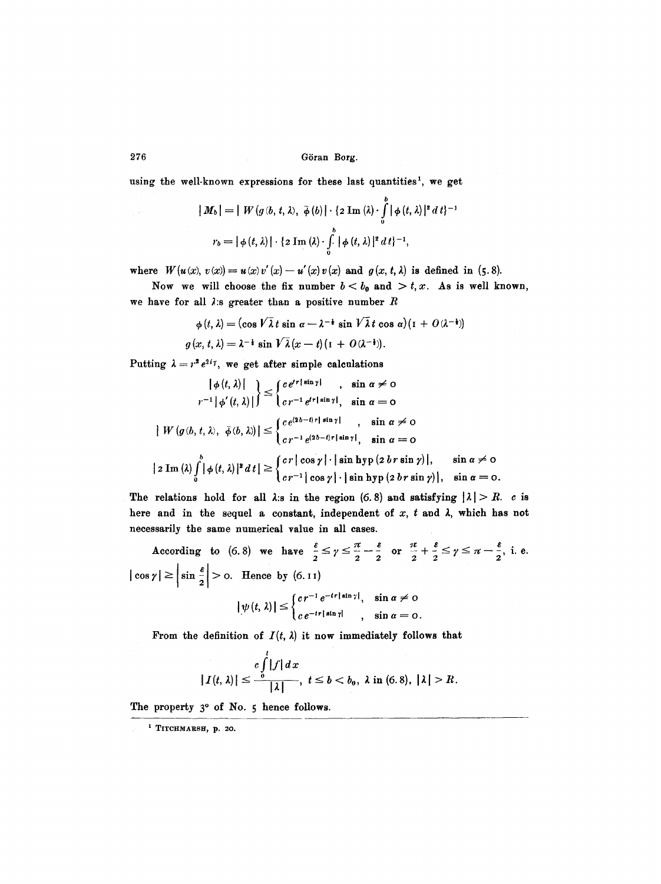using the well-known expressions for these last quantities[1], we get

$$|M_b| = |W(g(b,t,\lambda),\ \bar{\phi}(b))| \cdot \{2\,\mathrm{Im}(\lambda)\cdot \int_0^b |\phi(t,\lambda)|^2\,dt\}^{-1}$$

$$r_b = |\phi(t,\lambda)| \cdot \{2\,\mathrm{Im}(\lambda)\cdot \int_0^b |\phi(t,\lambda)|^2\,dt\}^{-1},$$

where $W(u(x), v(x)) = u(x)v'(x) - u'(x)v(x)$ and $g(x,t,\lambda)$ is defined in (5.8).

Now we will choose the fix number $b < b_0$ and $> t, x$. As is well known, we have for all $\lambda$:s greater than a positive number $R$

$$\phi(t,\lambda) = (\cos\sqrt{\lambda}t\sin\alpha - \lambda^{-\frac{1}{2}}\sin\sqrt{\lambda}t\cos\alpha)(1 + O(\lambda^{-\frac{1}{2}}))$$

$$g(x,t,\lambda) = \lambda^{-\frac{1}{2}}\sin\sqrt{\lambda}(x-t)(1 + O(\lambda^{-\frac{1}{2}})).$$

Putting $\lambda = r^2 e^{2i\gamma}$, we get after simple calculations

$$\left.\begin{array}{l} |\phi(t,\lambda)| \\ r^{-1}|\phi'(t,\lambda)| \end{array}\right\} \le \begin{cases} c\,e^{tr|\sin\gamma|}, & \sin\alpha \neq 0 \\ c\,r^{-1}e^{tr|\sin\gamma|}, & \sin\alpha = 0 \end{cases}$$

$$|W(g(b,t,\lambda),\ \bar{\phi}(b,\lambda))| \le \begin{cases} c\,e^{(2b-t)r|\sin\gamma|}, & \sin\alpha \neq 0 \\ c\,r^{-1}e^{(2b-t)r|\sin\gamma|}, & \sin\alpha = 0 \end{cases}$$

$$|2\,\mathrm{Im}(\lambda)\int_0^b |\phi(t,\lambda)|^2\,dt| \ge \begin{cases} c\,r\,|\cos\gamma|\cdot|\sin\mathrm{hyp}\,(2\,b\,r\sin\gamma)|, & \sin\alpha \neq 0 \\ c\,r^{-1}|\cos\gamma|\cdot|\sin\mathrm{hyp}\,(2\,b\,r\sin\gamma)|, & \sin\alpha = 0. \end{cases}$$

The relations hold for all $\lambda$:s in the region (6.8) and satisfying $|\lambda| > R$. $c$ is here and in the sequel a constant, independent of $x$, $t$ and $\lambda$, which has not necessarily the same numerical value in all cases.

According to (6.8) we have $\frac{\varepsilon}{2} \le \gamma \le \frac{\pi}{2} - \frac{\varepsilon}{2}$ or $\frac{\pi}{2} + \frac{\varepsilon}{2} \le \gamma \le \pi - \frac{\varepsilon}{2}$, i. e. $|\cos\gamma| \ge \left|\sin\frac{\varepsilon}{2}\right| > 0$. Hence by (6.11)

$$|\psi(t,\lambda)| \le \begin{cases} c\,r^{-1}e^{-tr|\sin\gamma|}, & \sin\alpha \neq 0 \\ c\,e^{-tr|\sin\gamma|}, & \sin\alpha = 0. \end{cases}$$

From the definition of $I(t,\lambda)$ it now immediately follows that

$$|I(t,\lambda)| \le \frac{c\int_0^t |f|\,dx}{|\lambda|},\quad t \le b < b_0,\ \lambda \text{ in } (6.8),\ |\lambda| > R.$$

The property 3° of No. 5 hence follows.

---

[1] TITCHMARSH, p. 20.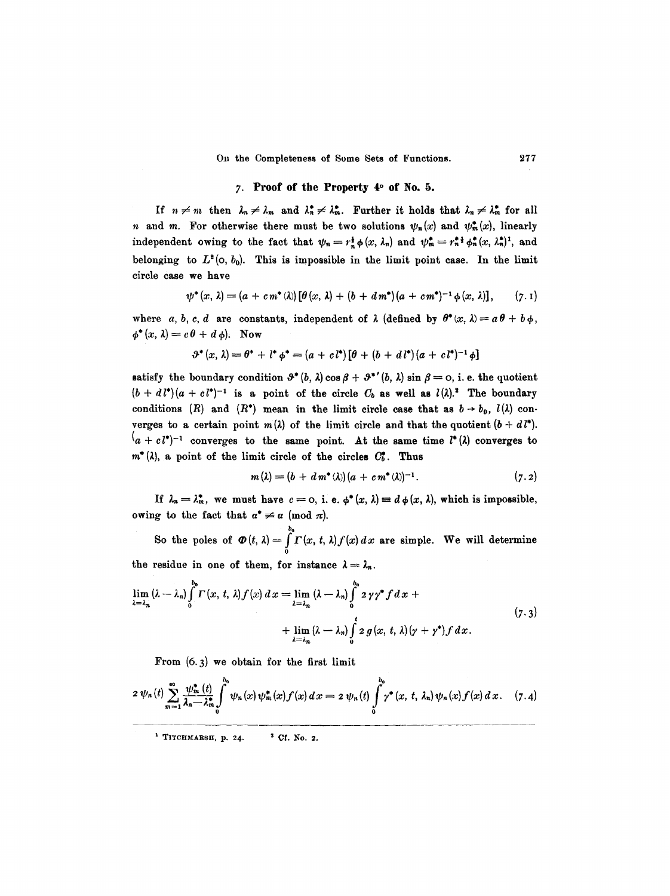## 7. Proof of the Property 4° of No. 5.

If $n \neq m$ then $\lambda_n \neq \lambda_m$ and $\lambda_n^* \neq \lambda_m^*$. Further it holds that $\lambda_n \neq \lambda_m^*$ for all $n$ and $m$. For otherwise there must be two solutions $\psi_n(x)$ and $\psi_m^*(x)$, linearly independent owing to the fact that $\psi_n = r_n^{\frac{1}{2}} \phi(x, \lambda_n)$ and $\psi_m^* = r_n^{*\frac{1}{2}} \phi_n^*(x, \lambda_n^*)$[1], and belonging to $L^2(0, b_0)$. This is impossible in the limit point case. In the limit circle case we have

$$\psi^*(x, \lambda) = (a + c\, m^*(\lambda))\,[\theta(x, \lambda) + (b + d\, m^*)(a + c\, m^*)^{-1} \phi(x, \lambda)], \tag{7.1}$$

where $a, b, c, d$ are constants, independent of $\lambda$ (defined by $\theta^*(x, \lambda) = a\theta + b\phi$, $\phi^*(x, \lambda) = c\theta + d\phi$). Now

$$\vartheta^*(x, \lambda) = \theta^* + l^* \phi^* = (a + c\, l^*)\,[\theta + (b + d\, l^*)(a + c\, l^*)^{-1} \phi]$$

satisfy the boundary condition $\vartheta^*(b, \lambda) \cos \beta + \vartheta^{*\prime}(b, \lambda) \sin \beta = 0$, i. e. the quotient $(b + d\, l^*)(a + c\, l^*)^{-1}$ is a point of the circle $C_b$ as well as $l(\lambda)$.[2] The boundary conditions $(R)$ and $(R^*)$ mean in the limit circle case that as $b \to b_0$, $l(\lambda)$ converges to a certain point $m(\lambda)$ of the limit circle and that the quotient $(b + d\, l^*) \cdot (a + c\, l^*)^{-1}$ converges to the same point. At the same time $l^*(\lambda)$ converges to $m^*(\lambda)$, a point of the limit circle of the circles $C_b^*$. Thus

$$m(\lambda) = (b + d\, m^*(\lambda))(a + c\, m^*(\lambda))^{-1}. \tag{7.2}$$

If $\lambda_n = \lambda_m^*$, we must have $c = 0$, i. e. $\phi^*(x, \lambda) \equiv d\,\phi(x, \lambda)$, which is impossible, owing to the fact that $\alpha^* \not\equiv \alpha \pmod{\pi}$.

So the poles of $\Phi(t, \lambda) = \int_0^{b_0} \Gamma(x, t, \lambda) f(x)\, dx$ are simple. We will determine the residue in one of them, for instance $\lambda = \lambda_n$.

$$\begin{aligned} \lim_{\lambda = \lambda_n} (\lambda - \lambda_n) \int_0^{b_0} \Gamma(x, t, \lambda) f(x)\, dx = \lim_{\lambda = \lambda_n} (\lambda - \lambda_n) \int_0^{b_0} 2\gamma\gamma^* f\, dx \,+ \\ + \lim_{\lambda = \lambda_n} (\lambda - \lambda_n) \int_0^{t} 2\, g(x, t, \lambda)(\gamma + \gamma^*) f\, dx. \end{aligned} \tag{7.3}$$

From (6.3) we obtain for the first limit

$$2\psi_n(t) \sum_{m=1}^{\infty} \frac{\psi_m^*(t)}{\lambda_n - \lambda_m^*} \int_0^{b_0} \psi_n(x) \psi_m^*(x) f(x)\, dx = 2\psi_n(t) \int_0^{b_0} \gamma^*(x, t, \lambda_n) \psi_n(x) f(x)\, dx. \tag{7.4}$$

---

[1] Titchmarsh, p. 24. [2] Cf. No. 2.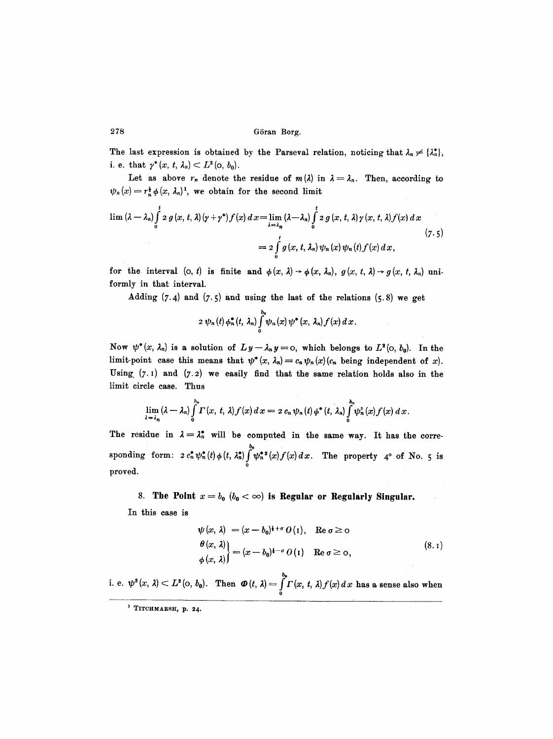The last expression is obtained by the Parseval relation, noticing that $\lambda_n \neq \{\lambda_n^*\}$, i. e. that $\gamma^*(x, t, \lambda_n) < L^2(0, b_0)$.

Let as above $r_n$ denote the residue of $m(\lambda)$ in $\lambda = \lambda_n$. Then, according to $\psi_n(x) = r_n^{\frac{1}{2}} \phi(x, \lambda_n)$[1], we obtain for the second limit

$$\lim (\lambda - \lambda_n) \int_0^t 2\, g(x, t, \lambda)(\gamma + \gamma^*) f(x)\, dx = \lim_{\lambda = \lambda_n} (\lambda - \lambda_n) \int_0^t 2\, g(x, t, \lambda)\, \gamma(x, t, \lambda) f(x)\, dx$$
$$= 2 \int_0^t g(x, t, \lambda_n)\, \psi_n(x)\, \psi_n(t) f(x)\, dx, \tag{7.5}$$

for the interval $(0, t)$ is finite and $\phi(x, \lambda) \to \phi(x, \lambda_n)$, $g(x, t, \lambda) \to g(x, t, \lambda_n)$ uniformly in that interval.

Adding (7.4) and (7.5) and using the last of the relations (5.8) we get

$$2\, \psi_n(t)\, \phi_n^*(t, \lambda_n) \int_0^{b_0} \psi_n(x)\, \psi^*(x, \lambda_n) f(x)\, dx.$$

Now $\psi^*(x, \lambda_n)$ is a solution of $Ly - \lambda_n y = 0$, which belongs to $L^2(0, b_0)$. In the limit-point case this means that $\psi^*(x, \lambda_n) = c_n \psi_n(x)$ ($c_n$ being independent of $x$). Using (7.1) and (7.2) we easily find that the same relation holds also in the limit circle case. Thus

$$\lim_{\lambda = \lambda_n} (\lambda - \lambda_n) \int_0^{b_0} \Gamma(x, t, \lambda) f(x)\, dx = 2\, c_n\, \psi_n(t)\, \phi^*(t, \lambda_n) \int_0^{b_0} \psi_n^2(x) f(x)\, dx.$$

The residue in $\lambda = \lambda_n^*$ will be computed in the same way. It has the corresponding form: $2\, c_n^* \psi_n^*(t)\, \phi(t, \lambda_n^*) \int_0^{b_0} \psi_n^{*2}(x) f(x)\, dx$. The property 4° of No. 5 is proved.

## 8. The Point $x = b_0$ ($b_0 < \infty$) is Regular or Regularly Singular.

In this case is

$$\begin{aligned}
\psi(x, \lambda) &= (x - b_0)^{\frac{1}{2} + \sigma} O(1), \quad \operatorname{Re} \sigma \geq 0 \\
\left.\begin{aligned} \theta(x, \lambda) \\ \phi(x, \lambda) \end{aligned}\right\} &= (x - b_0)^{\frac{1}{2} - \sigma} O(1) \quad \operatorname{Re} \sigma \geq 0,
\end{aligned} \tag{8.1}$$

i. e. $\psi^2(x, \lambda) < L^2(0, b_0)$. Then $\Phi(t, \lambda) = \int_0^{b_0} \Gamma(x, t, \lambda) f(x)\, dx$ has a sense also when

---

[1] Titchmarsh, p. 24.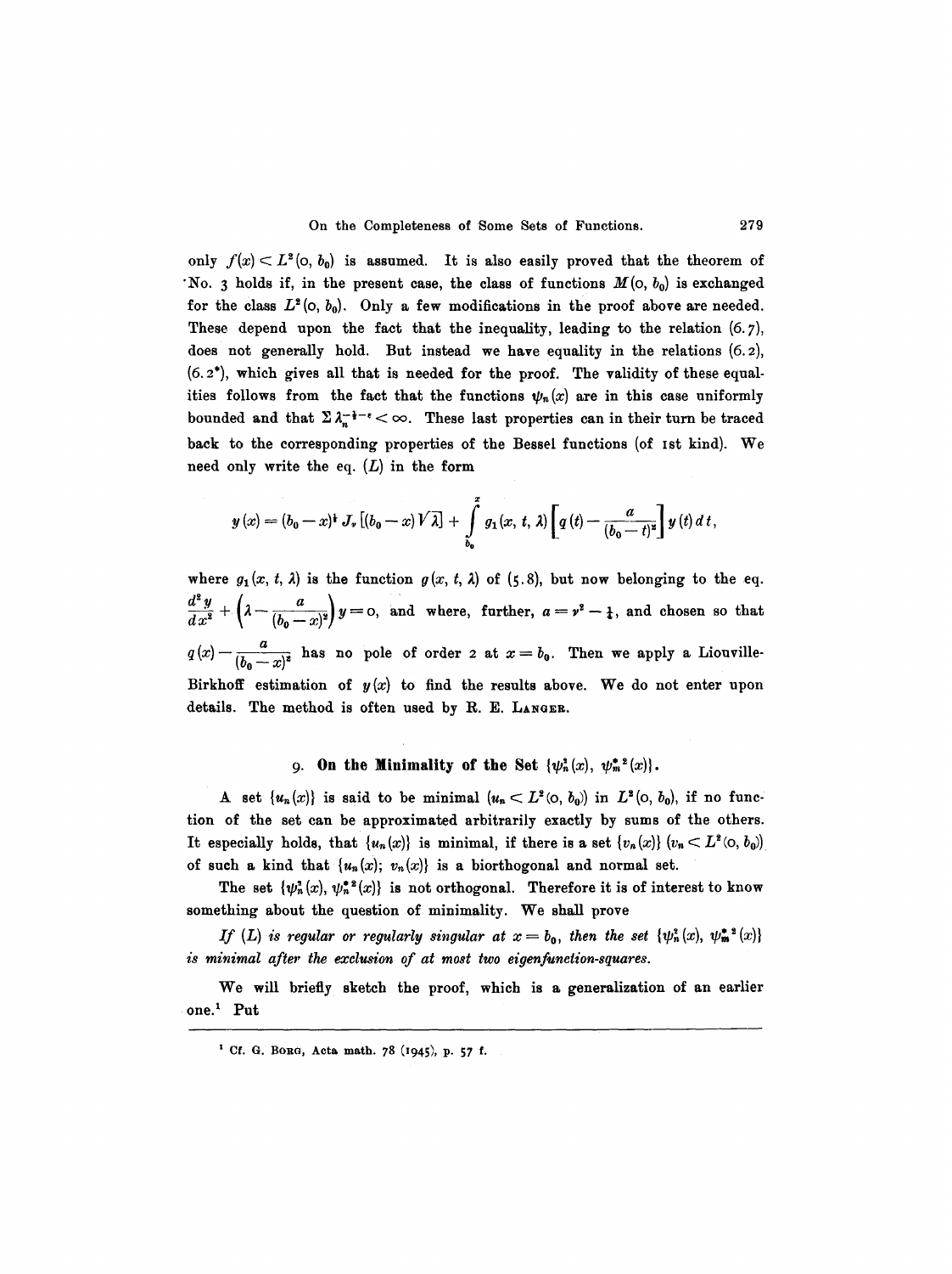only $f(x) < L^2(0, b_0)$ is assumed. It is also easily proved that the theorem of No. 3 holds if, in the present case, the class of functions $M(0, b_0)$ is exchanged for the class $L^2(0, b_0)$. Only a few modifications in the proof above are needed. These depend upon the fact that the inequality, leading to the relation (6.7), does not generally hold. But instead we have equality in the relations (6.2), (6.2*), which gives all that is needed for the proof. The validity of these equalities follows from the fact that the functions $\psi_n(x)$ are in this case uniformly bounded and that $\Sigma \lambda_n^{-\frac{1}{2}-\varepsilon} < \infty$. These last properties can in their turn be traced back to the corresponding properties of the Bessel functions (of 1st kind). We need only write the eq. $(L)$ in the form

$$y(x) = (b_0 - x)^{\frac{1}{2}} J_\nu\left[(b_0 - x)\sqrt{\lambda}\right] + \int_{b_0}^{x} g_1(x, t, \lambda)\left[q(t) - \frac{a}{(b_0 - t)^2}\right] y(t)\, dt,$$

where $g_1(x, t, \lambda)$ is the function $g(x, t, \lambda)$ of (5.8), but now belonging to the eq. $\frac{d^2 y}{d x^2} + \left(\lambda - \frac{a}{(b_0 - x)^2}\right) y = 0$, and where, further, $a = \nu^2 - \frac{1}{4}$, and chosen so that $q(x) - \frac{a}{(b_0 - x)^2}$ has no pole of order 2 at $x = b_0$. Then we apply a Liouville-Birkhoff estimation of $y(x)$ to find the results above. We do not enter upon details. The method is often used by R. E. LANGER.

## 9. On the Minimality of the Set $\{\psi_n^2(x), \psi_m^{*2}(x)\}$.

A set $\{u_n(x)\}$ is said to be minimal ($u_n < L^2(0, b_0)$) in $L^2(0, b_0)$, if no function of the set can be approximated arbitrarily exactly by sums of the others. It especially holds, that $\{u_n(x)\}$ is minimal, if there is a set $\{v_n(x)\}$ ($v_n < L^2(0, b_0)$) of such a kind that $\{u_n(x); v_n(x)\}$ is a biorthogonal and normal set.

The set $\{\psi_n^2(x), \psi_n^{*2}(x)\}$ is not orthogonal. Therefore it is of interest to know something about the question of minimality. We shall prove

*If $(L)$ is regular or regularly singular at $x = b_0$, then the set $\{\psi_n^2(x), \psi_m^{*2}(x)\}$ is minimal after the exclusion of at most two eigenfunction-squares.*

We will briefly sketch the proof, which is a generalization of an earlier one.[1] Put

---

[1] Cf. G. BORG, Acta math. 78 (1945), p. 57 f.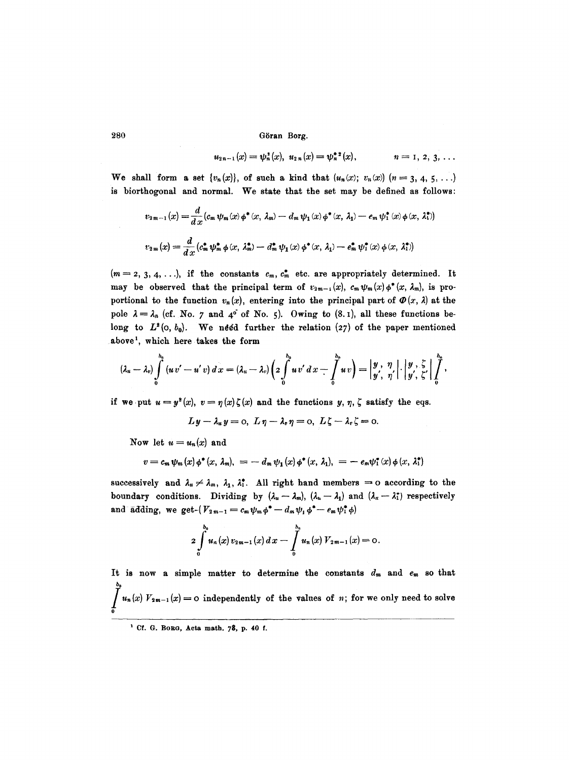$$u_{2n-1}(x) = \psi_n^2(x), \quad u_{2n}(x) = \psi_n^{*2}(x), \qquad n = 1, 2, 3, \ldots$$

We shall form a set $\{v_n(x)\}$, of such a kind that $(u_n(x); v_n(x))$ $(n = 3, 4, 5, \ldots)$ is biorthogonal and normal. We state that the set may be defined as follows:

$$v_{2m-1}(x) = \frac{d}{dx}\left(c_m \psi_m(x) \phi^*(x, \lambda_m) - d_m \psi_1(x) \phi^*(x, \lambda_1) - e_m \psi_1^*(x) \phi(x, \lambda_1^*)\right)$$

$$v_{2m}(x) = \frac{d}{dx}\left(c_m^* \psi_m^* \phi(x, \lambda_m^*) - d_m^* \psi_1(x) \phi^*(x, \lambda_1) - e_m^* \psi_1^*(x) \phi(x, \lambda_1^*)\right)$$

$(m = 2, 3, 4, \ldots)$, if the constants $c_m$, $c_m^*$ etc. are appropriately determined. It may be observed that the principal term of $v_{2m-1}(x)$, $c_m \psi_m(x) \phi^*(x, \lambda_m)$, is proportional to the function $v_n(x)$, entering into the principal part of $\Phi(x, \lambda)$ at the pole $\lambda = \lambda_n$ (cf. No. 7 and 4° of No. 5). Owing to (8.1), all these functions belong to $L^2(0, b_0)$. We need further the relation (27) of the paper mentioned above[1], which here takes the form

$$(\lambda_u - \lambda_v) \int_0^{b_0} (u v' - u' v)\, dx = (\lambda_u - \lambda_v)\left(2 \int_0^{b_0} u v'\, dx - \int_0^{b_0} u v\right) = \begin{vmatrix} y, & \eta \\ y', & \eta' \end{vmatrix} \cdot \begin{vmatrix} y, & \zeta \\ y', & \zeta' \end{vmatrix} \Bigg/_{\!0}^{\!b_0},$$

if we put $u = y^2(x)$, $v = \eta(x) \zeta(x)$ and the functions $y, \eta, \zeta$ satisfy the eqs.

$$L y - \lambda_u y = 0, \quad L \eta - \lambda_v \eta = 0, \quad L \zeta - \lambda_v \zeta = 0.$$

Now let $u = u_n(x)$ and

$$v = c_m \psi_m(x) \phi^*(x, \lambda_m), \; = - d_m \psi_1(x) \phi^*(x, \lambda_1), \; = - e_m \psi_1^*(x) \phi(x, \lambda_1^*)$$

successively and $\lambda_u \neq \lambda_m, \lambda_1, \lambda_1^*$. All right hand members $= 0$ according to the boundary conditions. Dividing by $(\lambda_u - \lambda_m)$, $(\lambda_u - \lambda_1)$ and $(\lambda_u - \lambda_1^*)$ respectively and adding, we get $(V_{2m-1} = c_m \psi_m \phi^* - d_m \psi_1 \phi^* - e_m \psi_1^* \phi)$

$$2 \int_0^{b_0} u_n(x) v_{2m-1}(x)\, dx - \int_0^{b_0} u_n(x) V_{2m-1}(x) = 0.$$

It is now a simple matter to determine the constants $d_m$ and $e_m$ so that $\int_0^{b_0} u_n(x) V_{2m-1}(x) = 0$ independently of the values of $n$; for we only need to solve

[1] Cf. G. Borg, Acta math. 78, p. 40 f.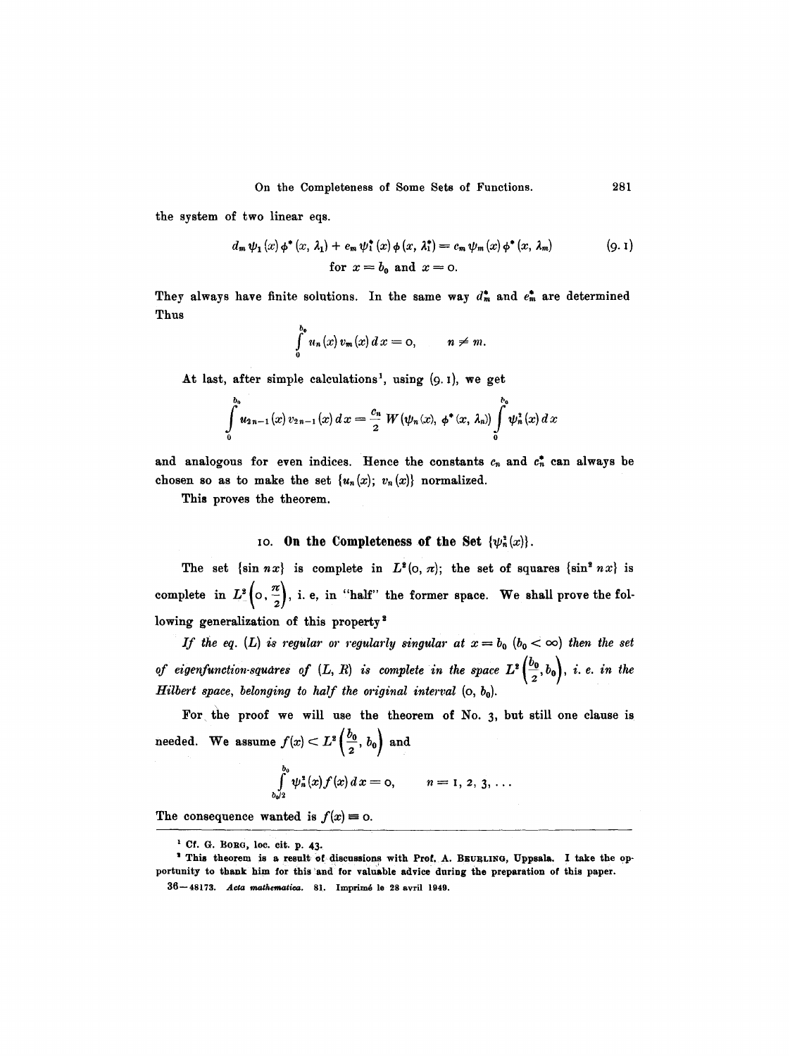the system of two linear eqs.

$$d_m \psi_1(x)\phi^*(x, \lambda_1) + e_m \psi_1^*(x)\phi(x, \lambda_1^*) = c_m \psi_m(x)\phi^*(x, \lambda_m) \tag{9.1}$$

for $x = b_0$ and $x = 0$.

They always have finite solutions. In the same way $d_m^*$ and $e_m^*$ are determined Thus

$$\int_0^{b_0} u_n(x)\, v_m(x)\, dx = 0, \qquad n \neq m.$$

At last, after simple calculations[1], using (9.1), we get

$$\int_0^{b_0} u_{2n-1}(x)\, v_{2n-1}(x)\, dx = \frac{c_n}{2} W(\psi_n(x), \phi^*(x, \lambda_n)) \int_0^{b_0} \psi_n^2(x)\, dx$$

and analogous for even indices. Hence the constants $c_n$ and $c_n^*$ can always be chosen so as to make the set $\{u_n(x);\ v_n(x)\}$ normalized.

This proves the theorem.

## 10. On the Completeness of the Set $\{\psi_n^2(x)\}$.

The set $\{\sin nx\}$ is complete in $L^2(0, \pi)$; the set of squares $\{\sin^2 nx\}$ is complete in $L^2\left(0, \frac{\pi}{2}\right)$, i. e, in "half" the former space. We shall prove the following generalization of this property[2]

*If the eq. (L) is regular or regularly singular at $x = b_0$ ($b_0 < \infty$) then the set of eigenfunction-squares of (L, R) is complete in the space $L^2\left(\frac{b_0}{2}, b_0\right)$, i. e. in the Hilbert space, belonging to half the original interval $(0, b_0)$.*

For the proof we will use the theorem of No. 3, but still one clause is needed. We assume $f(x) < L^2\left(\frac{b_0}{2}, b_0\right)$ and

$$\int_{b_0/2}^{b_0} \psi_n^2(x) f(x)\, dx = 0, \qquad n = 1, 2, 3, \ldots$$

The consequence wanted is $f(x) \equiv 0$.

---

[1] Cf. G. Borg, loc. cit. p. 43.

[2] This theorem is a result of discussions with Prof. A. Beurling, Uppsala. I take the opportunity to thank him for this and for valuable advice during the preparation of this paper.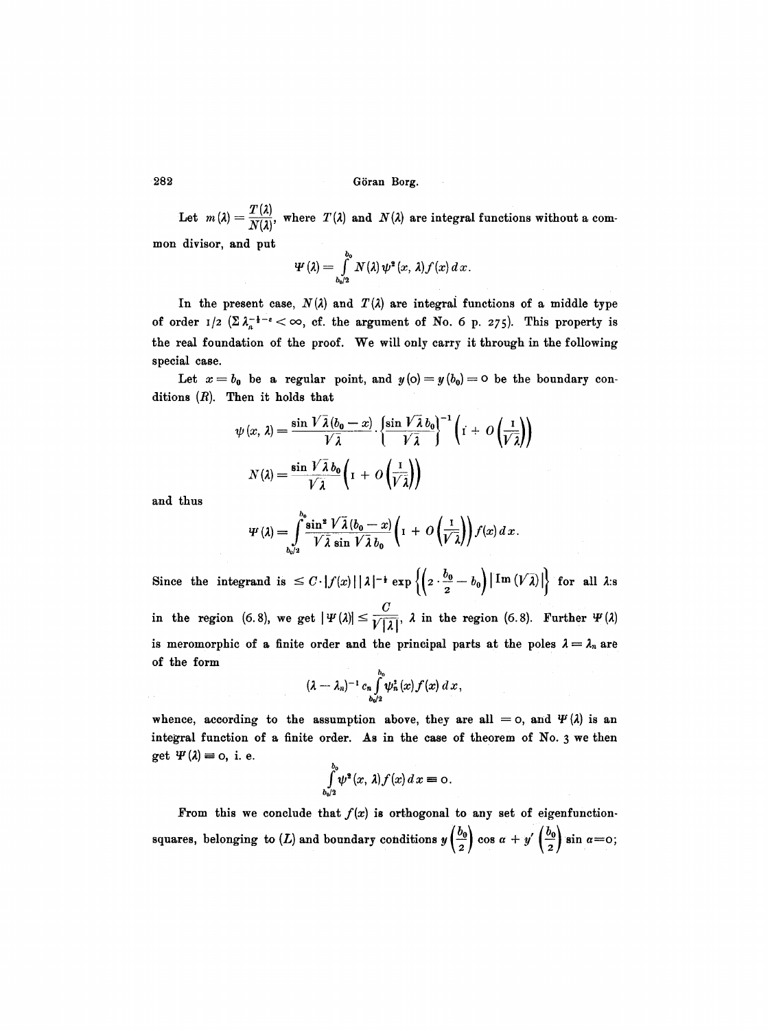Let $m(\lambda) = \dfrac{T(\lambda)}{N(\lambda)}$, where $T(\lambda)$ and $N(\lambda)$ are integral functions without a common divisor, and put

$$\Psi(\lambda) = \int_{b_0/2}^{b_0} N(\lambda)\,\psi^2(x, \lambda) f(x)\,dx.$$

In the present case, $N(\lambda)$ and $T(\lambda)$ are integral functions of a middle type of order $1/2$ ($\Sigma \lambda_n^{-\frac{1}{2}-\varepsilon} < \infty$, cf. the argument of No. 6 p. 275). This property is the real foundation of the proof. We will only carry it through in the following special case.

Let $x = b_0$ be a regular point, and $y(0) = y(b_0) = 0$ be the boundary conditions $(R)$. Then it holds that

$$\psi(x, \lambda) = \frac{\sin \sqrt{\lambda}(b_0 - x)}{\sqrt{\lambda}} \cdot \left\{\frac{\sin \sqrt{\lambda}\, b_0}{\sqrt{\lambda}}\right\}^{-1} \left(1 + O\left(\frac{1}{\sqrt{\lambda}}\right)\right)$$

$$N(\lambda) = \frac{\sin \sqrt{\lambda}\, b_0}{\sqrt{\lambda}} \left(1 + O\left(\frac{1}{\sqrt{\lambda}}\right)\right)$$

and thus

$$\Psi(\lambda) = \int_{b_0/2}^{b_0} \frac{\sin^2 \sqrt{\lambda}(b_0 - x)}{\sqrt{\lambda} \sin \sqrt{\lambda}\, b_0} \left(1 + O\left(\frac{1}{\sqrt{\lambda}}\right)\right) f(x)\,dx.$$

Since the integrand is $\leq C \cdot |f(x)|\,|\lambda|^{-\frac{1}{2}} \exp\left\{\left(2 \cdot \frac{b_0}{2} - b_0\right) \left|\operatorname{Im}(\sqrt{\lambda})\right|\right\}$ for all $\lambda$:s in the region (6.8), we get $|\Psi(\lambda)| \leq \dfrac{C}{\sqrt{|\lambda|}}$, $\lambda$ in the region (6.8). Further $\Psi(\lambda)$ is meromorphic of a finite order and the principal parts at the poles $\lambda = \lambda_n$ are of the form

$$(\lambda - \lambda_n)^{-1} c_n \int_{b_0/2}^{b_0} \psi_n^2(x) f(x)\,dx,$$

whence, according to the assumption above, they are all $= 0$, and $\Psi(\lambda)$ is an integral function of a finite order. As in the case of theorem of No. 3 we then get $\Psi(\lambda) \equiv 0$, i. e.

$$\int_{b_0/2}^{b_0} \psi^2(x, \lambda) f(x)\,dx \equiv 0.$$

From this we conclude that $f(x)$ is orthogonal to any set of eigenfunction-squares, belonging to $(L)$ and boundary conditions $y\left(\frac{b_0}{2}\right) \cos \alpha + y'\left(\frac{b_0}{2}\right) \sin \alpha = 0$;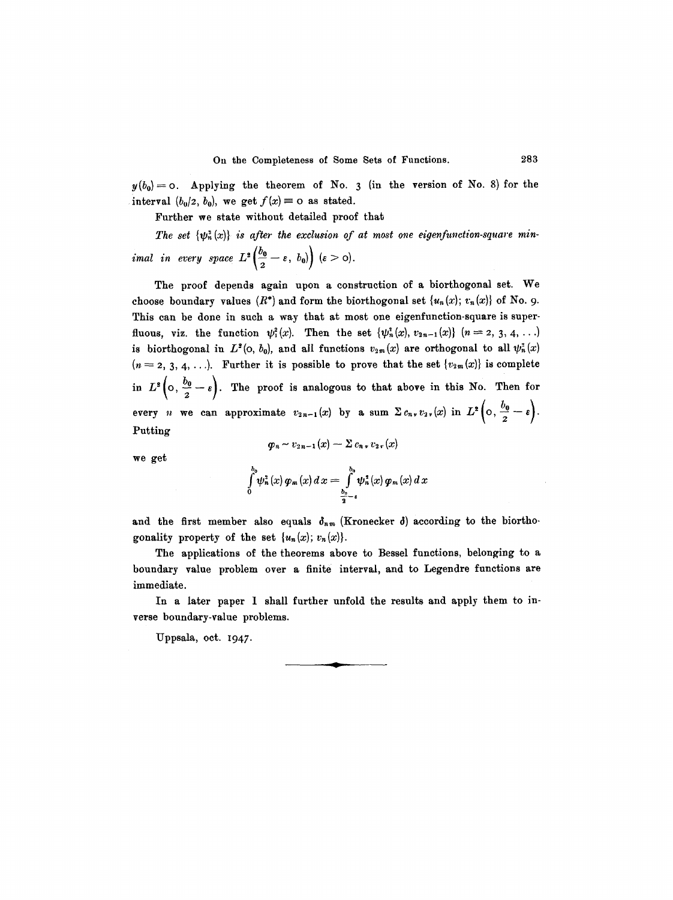$y(b_0) = 0$. Applying the theorem of No. 3 (in the version of No. 8) for the interval $(b_0/2, b_0)$, we get $f(x) \equiv 0$ as stated.

Further we state without detailed proof that

*The set $\{\psi_n^2(x)\}$ is after the exclusion of at most one eigenfunction-square minimal in every space $L^2\left(\frac{b_0}{2} - \varepsilon,\ b_0\right)$ $(\varepsilon > 0)$.*

The proof depends again upon a construction of a biorthogonal set. We choose boundary values $(R^*)$ and form the biorthogonal set $\{u_n(x);\ v_n(x)\}$ of No. 9. This can be done in such a way that at most one eigenfunction-square is superfluous, viz. the function $\psi_1^2(x)$. Then the set $\{\psi_n^2(x), v_{2n-1}(x)\}$ $(n = 2, 3, 4, \ldots)$ is biorthogonal in $L^2(0, b_0)$, and all functions $v_{2m}(x)$ are orthogonal to all $\psi_n^2(x)$ $(n = 2, 3, 4, \ldots)$. Further it is possible to prove that the set $\{v_{2m}(x)\}$ is complete in $L^2\left(0, \frac{b_0}{2} - \varepsilon\right)$. The proof is analogous to that above in this No. Then for every $n$ we can approximate $v_{2n-1}(x)$ by a sum $\Sigma c_{n\nu} v_{2\nu}(x)$ in $L^2\left(0, \frac{b_0}{2} - \varepsilon\right)$. Putting

$$\varphi_n \sim v_{2n-1}(x) - \Sigma c_{n\nu} v_{2\nu}(x)$$

we get

$$\int_0^{b_0} \psi_n^2(x)\, \varphi_m(x)\, dx = \int_{\frac{b_0}{2}-\varepsilon}^{b_0} \psi_n^2(x)\, \varphi_m(x)\, dx$$

and the first member also equals $\delta_{nm}$ (Kronecker $\delta$) according to the biorthogonality property of the set $\{u_n(x);\ v_n(x)\}$.

The applications of the theorems above to Bessel functions, belonging to a boundary value problem over a finite interval, and to Legendre functions are immediate.

In a later paper I shall further unfold the results and apply them to inverse boundary-value problems.

Uppsala, oct. 1947.